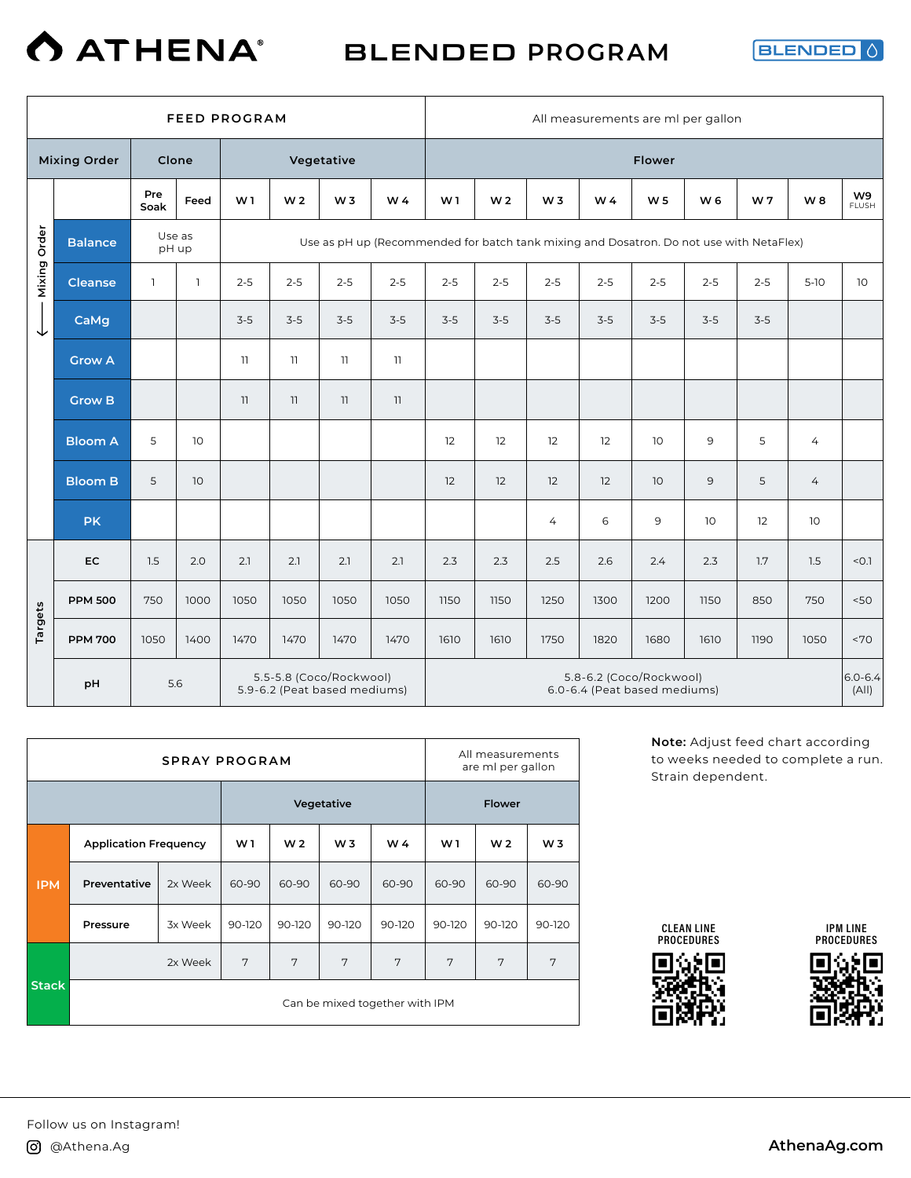# ATHENA® BLENDED PROGRAM

BLENDED

## FEED PROGRAM

All measurements are ml per gallon

| Mixing Order | Clone | | Vegetative | | | | Flower | | | | | | | | |
|---|---|---|---|---|---|---|---|---|---|---|---|---|---|---|---|
| | Pre Soak | Feed | W 1 | W 2 | W 3 | W 4 | W 1 | W 2 | W 3 | W 4 | W 5 | W 6 | W 7 | W 8 | W9 FLUSH |
| Balance | Use as pH up | | Use as pH up (Recommended for batch tank mixing and Dosatron. Do not use with NetaFlex) | | | | | | | | | | | | |
| Cleanse | 1 | 1 | 2-5 | 2-5 | 2-5 | 2-5 | 2-5 | 2-5 | 2-5 | 2-5 | 2-5 | 2-5 | 2-5 | 5-10 | 10 |
| CaMg | | | 3-5 | 3-5 | 3-5 | 3-5 | 3-5 | 3-5 | 3-5 | 3-5 | 3-5 | 3-5 | 3-5 | | |
| Grow A | | | 11 | 11 | 11 | 11 | | | | | | | | | |
| Grow B | | | 11 | 11 | 11 | 11 | | | | | | | | | |
| Bloom A | 5 | 10 | | | | | 12 | 12 | 12 | 12 | 10 | 9 | 5 | 4 | |
| Bloom B | 5 | 10 | | | | | 12 | 12 | 12 | 12 | 10 | 9 | 5 | 4 | |
| PK | | | | | | | | | 4 | 6 | 9 | 10 | 12 | 10 | |
| **Targets** | | | | | | | | | | | | | | | |
| EC | 1.5 | 2.0 | 2.1 | 2.1 | 2.1 | 2.1 | 2.3 | 2.3 | 2.5 | 2.6 | 2.4 | 2.3 | 1.7 | 1.5 | <0.1 |
| PPM 500 | 750 | 1000 | 1050 | 1050 | 1050 | 1050 | 1150 | 1150 | 1250 | 1300 | 1200 | 1150 | 850 | 750 | <50 |
| PPM 700 | 1050 | 1400 | 1470 | 1470 | 1470 | 1470 | 1610 | 1610 | 1750 | 1820 | 1680 | 1610 | 1190 | 1050 | <70 |
| pH | 5.6 | | 5.5-5.8 (Coco/Rockwool) 5.9-6.2 (Peat based mediums) | | | | 5.8-6.2 (Coco/Rockwool) 6.0-6.4 (Peat based mediums) | | | | | | | | 6.0-6.4 (All) |

## SPRAY PROGRAM

All measurements are ml per gallon

| | | | Vegetative | | | | Flower | | |
|---|---|---|---|---|---|---|---|---|---|
| | Application Frequency | | W 1 | W 2 | W 3 | W 4 | W 1 | W 2 | W 3 |
| IPM | Preventative | 2x Week | 60-90 | 60-90 | 60-90 | 60-90 | 60-90 | 60-90 | 60-90 |
| IPM | Pressure | 3x Week | 90-120 | 90-120 | 90-120 | 90-120 | 90-120 | 90-120 | 90-120 |
| Stack | | 2x Week | 7 | 7 | 7 | 7 | 7 | 7 | 7 |
| Stack | Can be mixed together with IPM | | | | | | | | |

**Note:** Adjust feed chart according to weeks needed to complete a run. Strain dependent.

CLEAN LINE PROCEDURES

IPM LINE PROCEDURES

Follow us on Instagram!

@Athena.Ag

AthenaAg.com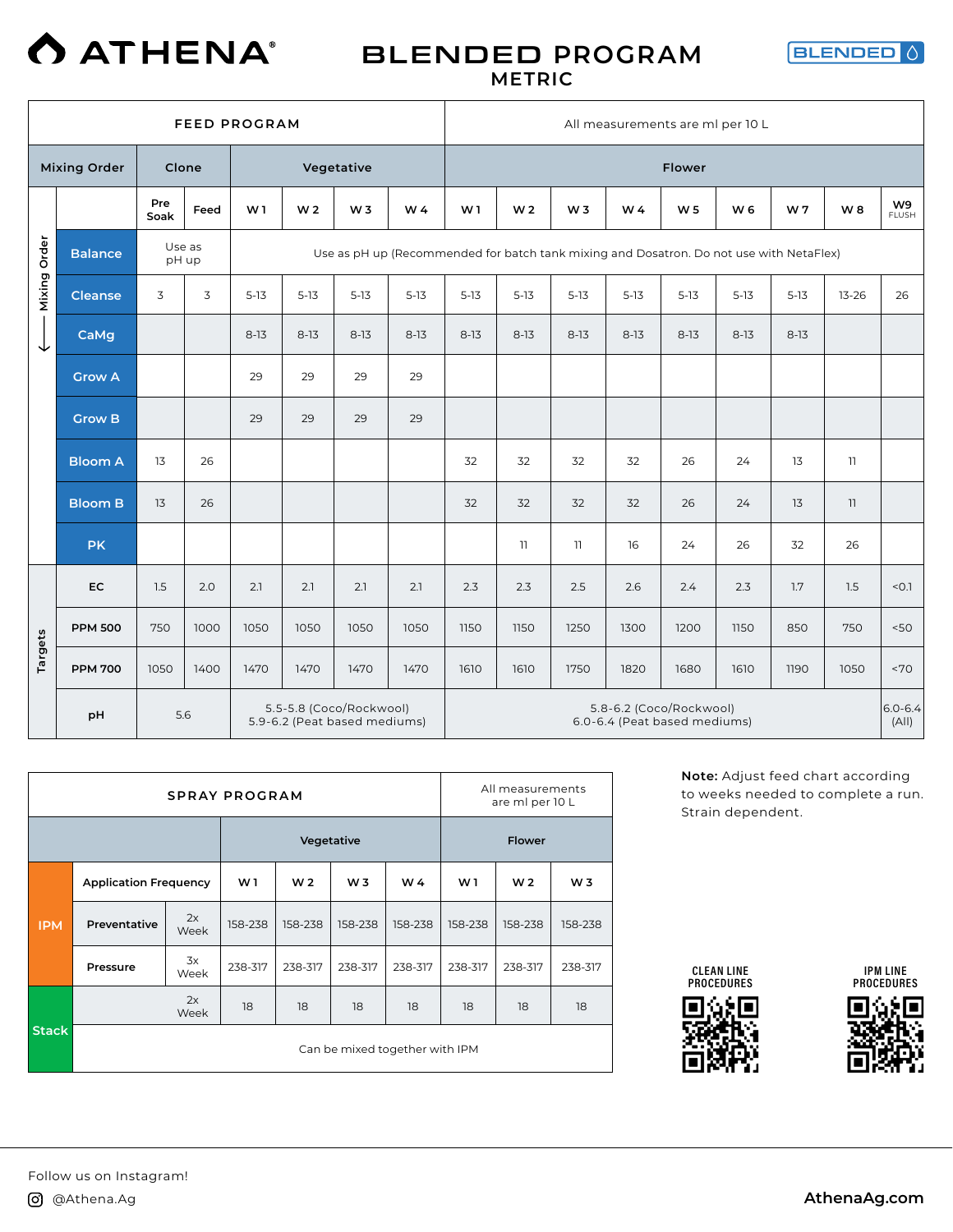# ATHENA®

# BLENDED PROGRAM
## METRIC

BLENDED

| FEED PROGRAM | | | | | | | | | | | | | | |
|---|---|---|---|---|---|---|---|---|---|---|---|---|---|---|
| All measurements are ml per 10 L | | | | | | | | | | | | | | |
| **Mixing Order** | **Clone** | | **Vegetative** | | | | **Flower** | | | | | | | | |
| | **Pre Soak** | **Feed** | **W 1** | **W 2** | **W 3** | **W 4** | **W 1** | **W 2** | **W 3** | **W 4** | **W 5** | **W 6** | **W 7** | **W 8** | **W9 FLUSH** |
| **Balance** | Use as pH up | | Use as pH up (Recommended for batch tank mixing and Dosatron. Do not use with NetaFlex) | | | | | | | | | | | | |
| **Cleanse** | 3 | 3 | 5-13 | 5-13 | 5-13 | 5-13 | 5-13 | 5-13 | 5-13 | 5-13 | 5-13 | 5-13 | 5-13 | 13-26 | 26 |
| **CaMg** | | | 8-13 | 8-13 | 8-13 | 8-13 | 8-13 | 8-13 | 8-13 | 8-13 | 8-13 | 8-13 | 8-13 | | |
| **Grow A** | | | 29 | 29 | 29 | 29 | | | | | | | | | |
| **Grow B** | | | 29 | 29 | 29 | 29 | | | | | | | | | |
| **Bloom A** | 13 | 26 | | | | | 32 | 32 | 32 | 32 | 26 | 24 | 13 | 11 | |
| **Bloom B** | 13 | 26 | | | | | 32 | 32 | 32 | 32 | 26 | 24 | 13 | 11 | |
| **PK** | | | | | | | | 11 | 11 | 16 | 24 | 26 | 32 | 26 | |
| **Targets** | | | | | | | | | | | | | | | |
| **EC** | 1.5 | 2.0 | 2.1 | 2.1 | 2.1 | 2.1 | 2.3 | 2.3 | 2.5 | 2.6 | 2.4 | 2.3 | 1.7 | 1.5 | <0.1 |
| **PPM 500** | 750 | 1000 | 1050 | 1050 | 1050 | 1050 | 1150 | 1150 | 1250 | 1300 | 1200 | 1150 | 850 | 750 | <50 |
| **PPM 700** | 1050 | 1400 | 1470 | 1470 | 1470 | 1470 | 1610 | 1610 | 1750 | 1820 | 1680 | 1610 | 1190 | 1050 | <70 |
| **pH** | 5.6 | | 5.5-5.8 (Coco/Rockwool) 5.9-6.2 (Peat based mediums) | | | | 5.8-6.2 (Coco/Rockwool) 6.0-6.4 (Peat based mediums) | | | | | | | | 6.0-6.4 (All) |

| SPRAY PROGRAM | | | | | | | | | |
|---|---|---|---|---|---|---|---|---|---|
| All measurements are ml per 10 L | | | | | | | | | |
| | | | **Vegetative** | | | | **Flower** | | |
| | **Application Frequency** | | **W 1** | **W 2** | **W 3** | **W 4** | **W 1** | **W 2** | **W 3** |
| **IPM** | **Preventative** | 2x Week | 158-238 | 158-238 | 158-238 | 158-238 | 158-238 | 158-238 | 158-238 |
| **IPM** | **Pressure** | 3x Week | 238-317 | 238-317 | 238-317 | 238-317 | 238-317 | 238-317 | 238-317 |
| **Stack** | | 2x Week | 18 | 18 | 18 | 18 | 18 | 18 | 18 |
| **Stack** | Can be mixed together with IPM | | | | | | | | |

**Note:** Adjust feed chart according to weeks needed to complete a run. Strain dependent.

CLEAN LINE PROCEDURES

IPM LINE PROCEDURES

Follow us on Instagram!

@Athena.Ag

AthenaAg.com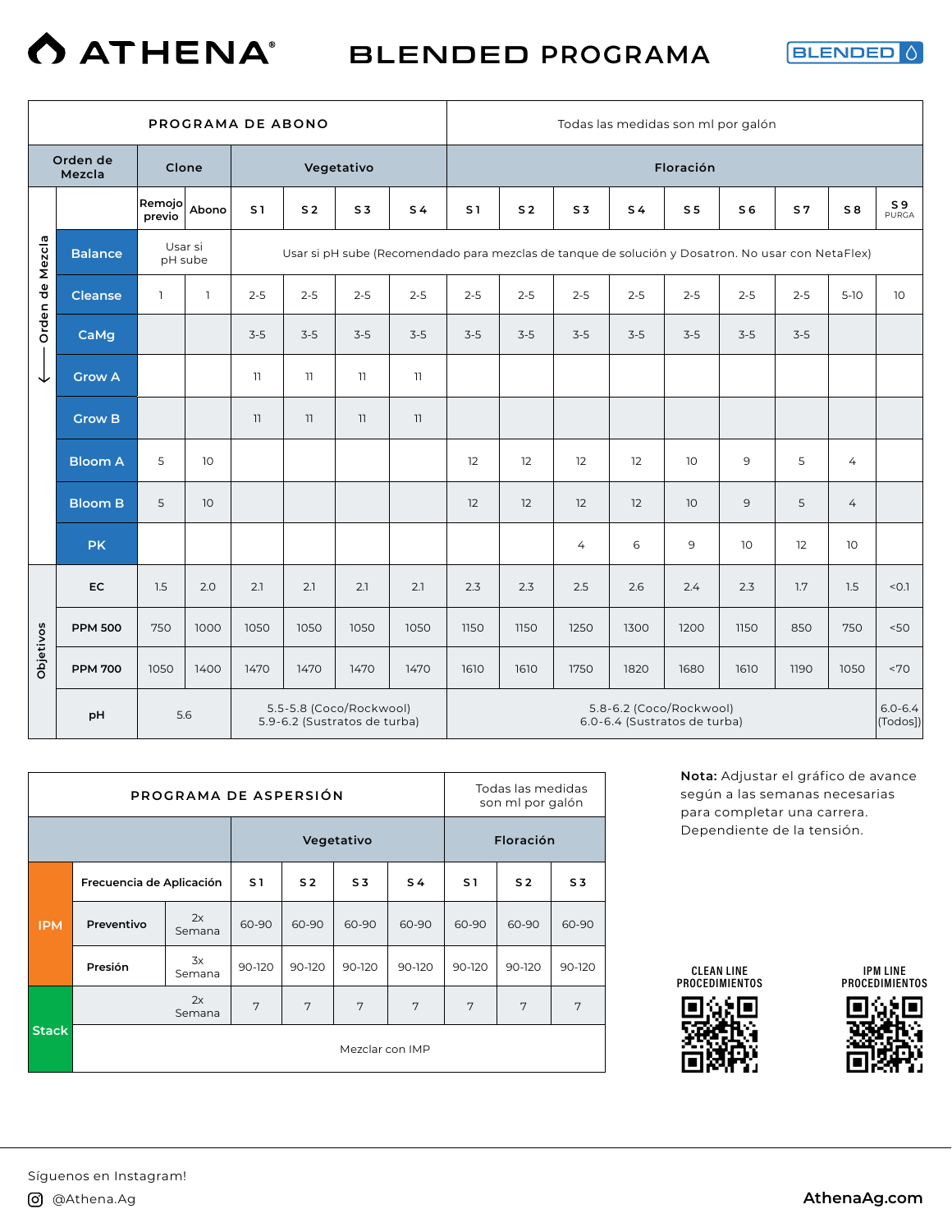# ATHENA®

# BLENDED PROGRAMA

BLENDED

| PROGRAMA DE ABONO | | | | | | | Todas las medidas son ml por galón | | | | | | | | |
|---|---|---|---|---|---|---|---|---|---|---|---|---|---|---|---|
| **Orden de Mezcla** | **Clone** | | **Vegetativo** | | | | **Floración** | | | | | | | | |
| | **Remojo previo** | **Abono** | **S 1** | **S 2** | **S 3** | **S 4** | **S 1** | **S 2** | **S 3** | **S 4** | **S 5** | **S 6** | **S 7** | **S 8** | **S 9** PURGA |
| **Balance** | Usar si pH sube | | Usar si pH sube (Recomendado para mezclas de tanque de solución y Dosatron. No usar con NetaFlex) | | | | | | | | | | | | |
| **Cleanse** | 1 | 1 | 2-5 | 2-5 | 2-5 | 2-5 | 2-5 | 2-5 | 2-5 | 2-5 | 2-5 | 2-5 | 2-5 | 5-10 | 10 |
| **CaMg** | | | 3-5 | 3-5 | 3-5 | 3-5 | 3-5 | 3-5 | 3-5 | 3-5 | 3-5 | 3-5 | 3-5 | | |
| **Grow A** | | | 11 | 11 | 11 | 11 | | | | | | | | | |
| **Grow B** | | | 11 | 11 | 11 | 11 | | | | | | | | | |
| **Bloom A** | 5 | 10 | | | | | 12 | 12 | 12 | 12 | 10 | 9 | 5 | 4 | |
| **Bloom B** | 5 | 10 | | | | | 12 | 12 | 12 | 12 | 10 | 9 | 5 | 4 | |
| **PK** | | | | | | | | | 4 | 6 | 9 | 10 | 12 | 10 | |
| **Objetivos** | | | | | | | | | | | | | | | |
| **EC** | 1.5 | 2.0 | 2.1 | 2.1 | 2.1 | 2.1 | 2.3 | 2.3 | 2.5 | 2.6 | 2.4 | 2.3 | 1.7 | 1.5 | <0.1 |
| **PPM 500** | 750 | 1000 | 1050 | 1050 | 1050 | 1050 | 1150 | 1150 | 1250 | 1300 | 1200 | 1150 | 850 | 750 | <50 |
| **PPM 700** | 1050 | 1400 | 1470 | 1470 | 1470 | 1470 | 1610 | 1610 | 1750 | 1820 | 1680 | 1610 | 1190 | 1050 | <70 |
| **pH** | 5.6 | | 5.5-5.8 (Coco/Rockwool) 5.9-6.2 (Sustratos de turba) | | | | 5.8-6.2 (Coco/Rockwool) 6.0-6.4 (Sustratos de turba) | | | | | | | | 6.0-6.4 (Todos) |

| PROGRAMA DE ASPERSIÓN | | | | | | Todas las medidas son ml por galón | | |
|---|---|---|---|---|---|---|---|---|
| | | **Vegetativo** | | | | **Floración** | | |
| **IPM** | **Frecuencia de Aplicación** | **S 1** | **S 2** | **S 3** | **S 4** | **S 1** | **S 2** | **S 3** |
| | **Preventivo** — 2x Semana | 60-90 | 60-90 | 60-90 | 60-90 | 60-90 | 60-90 | 60-90 |
| | **Presión** — 3x Semana | 90-120 | 90-120 | 90-120 | 90-120 | 90-120 | 90-120 | 90-120 |
| **Stack** | 2x Semana | 7 | 7 | 7 | 7 | 7 | 7 | 7 |
| | Mezclar con IMP | | | | | | | |

**Nota:** Adjustar el gráfico de avance según a las semanas necesarias para completar una carrera. Dependiente de la tensión.

CLEAN LINE PROCEDIMIENTOS

IPM LINE PROCEDIMIENTOS

Síguenos en Instagram!

@Athena.Ag

AthenaAg.com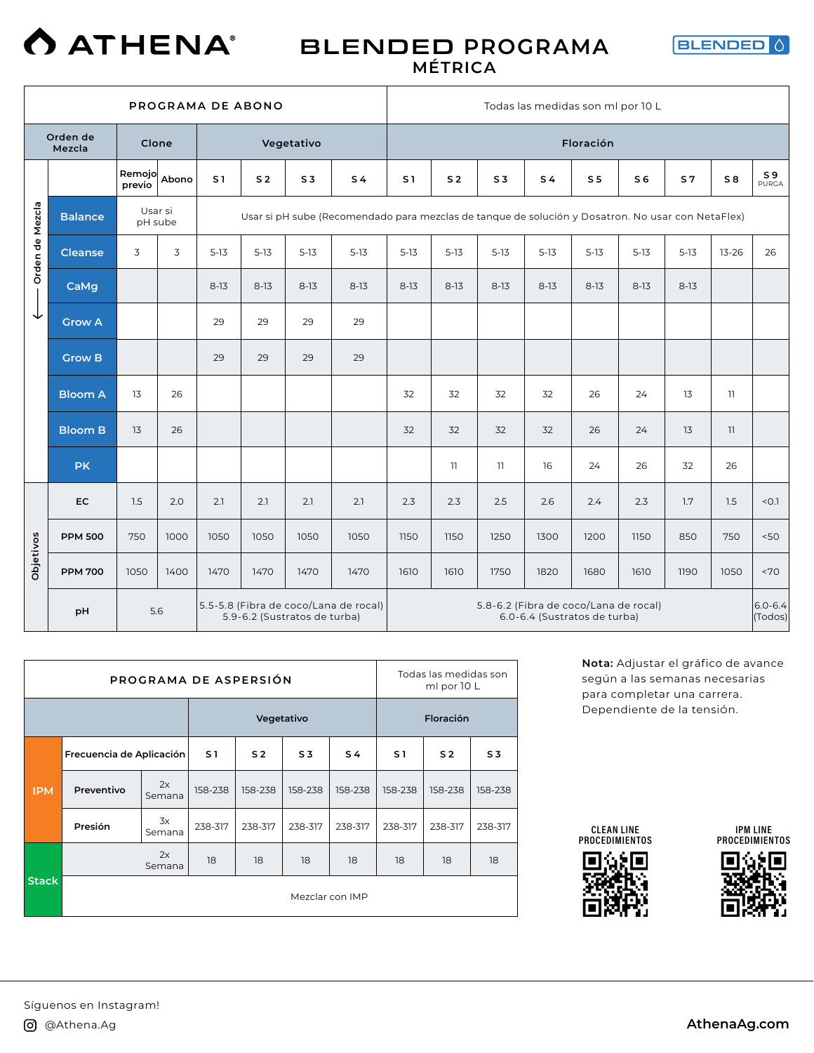# ATHENA®

# BLENDED PROGRAMA MÉTRICA

BLENDED

| PROGRAMA DE ABONO | | | | | | | Todas las medidas son ml por 10 L | | | | | | | | |
|---|---|---|---|---|---|---|---|---|---|---|---|---|---|---|---|
| Orden de Mezcla | Clone | | Vegetativo | | | | Floración | | | | | | | | |
| | Remojo previo | Abono | S 1 | S 2 | S 3 | S 4 | S 1 | S 2 | S 3 | S 4 | S 5 | S 6 | S 7 | S 8 | S 9 PURGA |
| Balance | Usar si pH sube | | Usar si pH sube (Recomendado para mezclas de tanque de solución y Dosatron. No usar con NetaFlex) | | | | | | | | | | | | |
| Cleanse | 3 | 3 | 5-13 | 5-13 | 5-13 | 5-13 | 5-13 | 5-13 | 5-13 | 5-13 | 5-13 | 5-13 | 5-13 | 13-26 | 26 |
| CaMg | | | 8-13 | 8-13 | 8-13 | 8-13 | 8-13 | 8-13 | 8-13 | 8-13 | 8-13 | 8-13 | 8-13 | | |
| Grow A | | | 29 | 29 | 29 | 29 | | | | | | | | | |
| Grow B | | | 29 | 29 | 29 | 29 | | | | | | | | | |
| Bloom A | 13 | 26 | | | | | 32 | 32 | 32 | 32 | 26 | 24 | 13 | 11 | |
| Bloom B | 13 | 26 | | | | | 32 | 32 | 32 | 32 | 26 | 24 | 13 | 11 | |
| PK | | | | | | | | 11 | 11 | 16 | 24 | 26 | 32 | 26 | |
| **Objetivos** | | | | | | | | | | | | | | | |
| EC | 1.5 | 2.0 | 2.1 | 2.1 | 2.1 | 2.1 | 2.3 | 2.3 | 2.5 | 2.6 | 2.4 | 2.3 | 1.7 | 1.5 | <0.1 |
| PPM 500 | 750 | 1000 | 1050 | 1050 | 1050 | 1050 | 1150 | 1150 | 1250 | 1300 | 1200 | 1150 | 850 | 750 | <50 |
| PPM 700 | 1050 | 1400 | 1470 | 1470 | 1470 | 1470 | 1610 | 1610 | 1750 | 1820 | 1680 | 1610 | 1190 | 1050 | <70 |
| pH | 5.6 | | 5.5-5.8 (Fibra de coco/Lana de rocal) 5.9-6.2 (Sustratos de turba) | | | | 5.8-6.2 (Fibra de coco/Lana de rocal) 6.0-6.4 (Sustratos de turba) | | | | | | | | 6.0-6.4 (Todos) |

Orden de Mezcla ⟵

| PROGRAMA DE ASPERSIÓN | | | | | | Todas las medidas son ml por 10 L | | |
|---|---|---|---|---|---|---|---|---|
| | | | Vegetativo | | | | Floración | |
| IPM | Frecuencia de Aplicación | | S 1 | S 2 | S 3 | S 4 | S 1 | S 2 | S 3 |
| IPM | Preventivo | 2x Semana | 158-238 | 158-238 | 158-238 | 158-238 | 158-238 | 158-238 | 158-238 |
| IPM | Presión | 3x Semana | 238-317 | 238-317 | 238-317 | 238-317 | 238-317 | 238-317 | 238-317 |
| Stack | | 2x Semana | 18 | 18 | 18 | 18 | 18 | 18 | 18 |
| Stack | Mezclar con IMP | | | | | | | | |

**Nota:** Adjustar el gráfico de avance según a las semanas necesarias para completar una carrera. Dependiente de la tensión.

CLEAN LINE PROCEDIMIENTOS

IPM LINE PROCEDIMIENTOS

Síguenos en Instagram!

@Athena.Ag

AthenaAg.com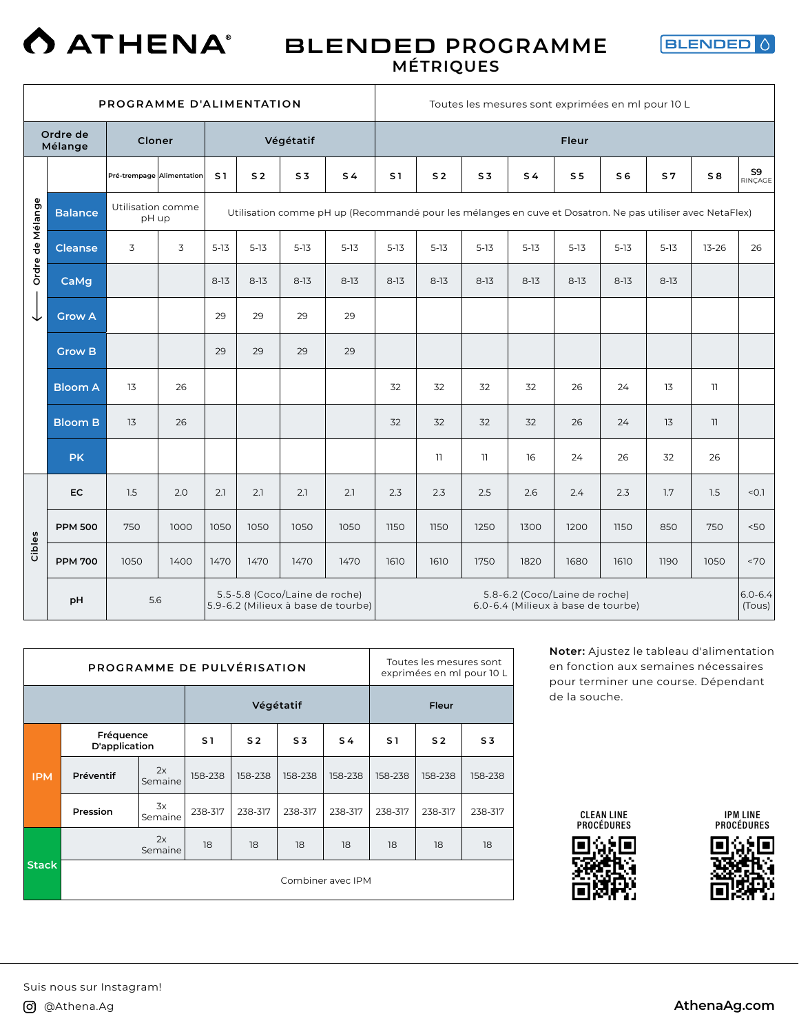# ATHENA®

## BLENDED PROGRAMME
### MÉTRIQUES

BLENDED

| PROGRAMME D'ALIMENTATION | | | | | | | Toutes les mesures sont exprimées en ml pour 10 L | | | | | | | | |
|---|---|---|---|---|---|---|---|---|---|---|---|---|---|---|---|
| Ordre de Mélange | Cloner | | Végétatif | | | | Fleur | | | | | | | | |
| | Pré-trempage | Alimentation | S 1 | S 2 | S 3 | S 4 | S 1 | S 2 | S 3 | S 4 | S 5 | S 6 | S 7 | S 8 | S9 RINÇAGE |
| Balance | Utilisation comme pH up | | Utilisation comme pH up (Recommandé pour les mélanges en cuve et Dosatron. Ne pas utiliser avec NetaFlex) | | | | | | | | | | | | |
| Cleanse | 3 | 3 | 5-13 | 5-13 | 5-13 | 5-13 | 5-13 | 5-13 | 5-13 | 5-13 | 5-13 | 5-13 | 5-13 | 13-26 | 26 |
| CaMg | | | 8-13 | 8-13 | 8-13 | 8-13 | 8-13 | 8-13 | 8-13 | 8-13 | 8-13 | 8-13 | 8-13 | | |
| Grow A | | | 29 | 29 | 29 | 29 | | | | | | | | | |
| Grow B | | | 29 | 29 | 29 | 29 | | | | | | | | | |
| Bloom A | 13 | 26 | | | | | 32 | 32 | 32 | 32 | 26 | 24 | 13 | 11 | |
| Bloom B | 13 | 26 | | | | | 32 | 32 | 32 | 32 | 26 | 24 | 13 | 11 | |
| PK | | | | | | | | 11 | 11 | 16 | 24 | 26 | 32 | 26 | |
| **Cibles** | | | | | | | | | | | | | | | |
| EC | 1.5 | 2.0 | 2.1 | 2.1 | 2.1 | 2.1 | 2.3 | 2.3 | 2.5 | 2.6 | 2.4 | 2.3 | 1.7 | 1.5 | <0.1 |
| PPM 500 | 750 | 1000 | 1050 | 1050 | 1050 | 1050 | 1150 | 1150 | 1250 | 1300 | 1200 | 1150 | 850 | 750 | <50 |
| PPM 700 | 1050 | 1400 | 1470 | 1470 | 1470 | 1470 | 1610 | 1610 | 1750 | 1820 | 1680 | 1610 | 1190 | 1050 | <70 |
| pH | 5.6 | | 5.5-5.8 (Coco/Laine de roche) 5.9-6.2 (Milieux à base de tourbe) | | | | 5.8-6.2 (Coco/Laine de roche) 6.0-6.4 (Milieux à base de tourbe) | | | | | | | | 6.0-6.4 (Tous) |

| PROGRAMME DE PULVÉRISATION | | | | | | | | Toutes les mesures sont exprimées en ml pour 10 L | |
|---|---|---|---|---|---|---|---|---|---|
| | | | Végétatif | | | | Fleur | | |
| | Fréquence D'application | | S 1 | S 2 | S 3 | S 4 | S 1 | S 2 | S 3 |
| IPM | Préventif | 2x Semaine | 158-238 | 158-238 | 158-238 | 158-238 | 158-238 | 158-238 | 158-238 |
| IPM | Pression | 3x Semaine | 238-317 | 238-317 | 238-317 | 238-317 | 238-317 | 238-317 | 238-317 |
| Stack | | 2x Semaine | 18 | 18 | 18 | 18 | 18 | 18 | 18 |
| Stack | Combiner avec IPM | | | | | | | | |

**Noter:** Ajustez le tableau d'alimentation en fonction aux semaines nécessaires pour terminer une course. Dépendant de la souche.

CLEAN LINE PROCÉDURES

IPM LINE PROCÉDURES

Suis nous sur Instagram!

@Athena.Ag

AthenaAg.com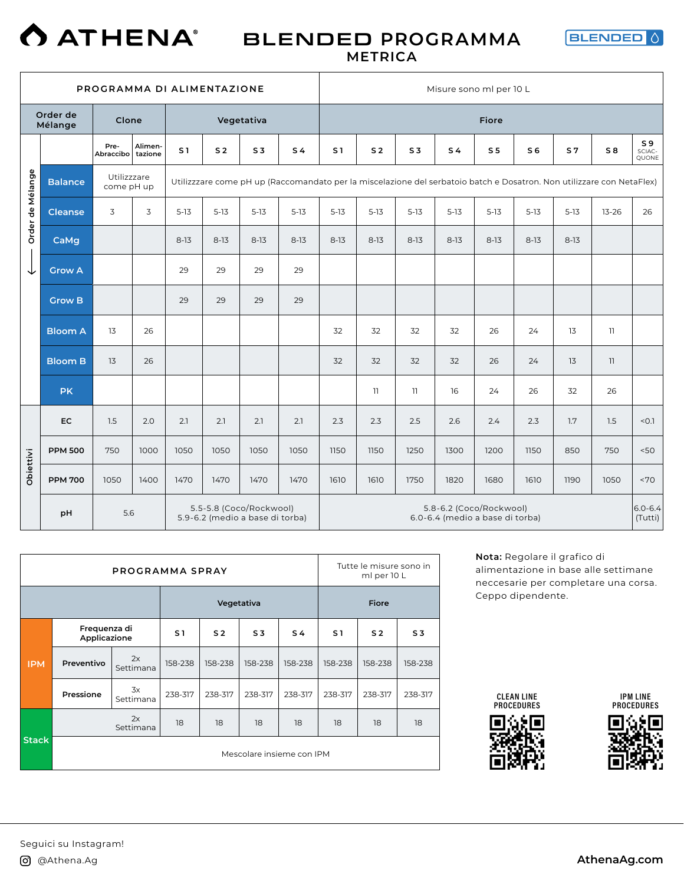# ATHENA®

## BLENDED PROGRAMMA METRICA

BLENDED

| PROGRAMMA DI ALIMENTAZIONE | | | | | | | Misure sono ml per 10 L | | | | | | | | |
|---|---|---|---|---|---|---|---|---|---|---|---|---|---|---|---|
| Order de Mélange | Clone | | Vegetativa | | | | Fiore | | | | | | | | |
| | Pre-Abraccibo | Alimen-tazione | S 1 | S 2 | S 3 | S 4 | S 1 | S 2 | S 3 | S 4 | S 5 | S 6 | S 7 | S 8 | S 9 SCIAC-QUONE |
| Balance | Utilizzzare come pH up | | Utilizzzare come pH up (Raccomandato per la miscelazione del serbatoio batch e Dosatron. Non utilizzare con NetaFlex) | | | | | | | | | | | | |
| Cleanse | 3 | 3 | 5-13 | 5-13 | 5-13 | 5-13 | 5-13 | 5-13 | 5-13 | 5-13 | 5-13 | 5-13 | 5-13 | 13-26 | 26 |
| CaMg | | | 8-13 | 8-13 | 8-13 | 8-13 | 8-13 | 8-13 | 8-13 | 8-13 | 8-13 | 8-13 | 8-13 | | |
| Grow A | | | 29 | 29 | 29 | 29 | | | | | | | | | |
| Grow B | | | 29 | 29 | 29 | 29 | | | | | | | | | |
| Bloom A | 13 | 26 | | | | | 32 | 32 | 32 | 32 | 26 | 24 | 13 | 11 | |
| Bloom B | 13 | 26 | | | | | 32 | 32 | 32 | 32 | 26 | 24 | 13 | 11 | |
| PK | | | | | | | | 11 | 11 | 16 | 24 | 26 | 32 | 26 | |
| **Obiettivi** | | | | | | | | | | | | | | | |
| EC | 1.5 | 2.0 | 2.1 | 2.1 | 2.1 | 2.1 | 2.3 | 2.3 | 2.5 | 2.6 | 2.4 | 2.3 | 1.7 | 1.5 | <0.1 |
| PPM 500 | 750 | 1000 | 1050 | 1050 | 1050 | 1050 | 1150 | 1150 | 1250 | 1300 | 1200 | 1150 | 850 | 750 | <50 |
| PPM 700 | 1050 | 1400 | 1470 | 1470 | 1470 | 1470 | 1610 | 1610 | 1750 | 1820 | 1680 | 1610 | 1190 | 1050 | <70 |
| pH | 5.6 | | 5.5-5.8 (Coco/Rockwool) 5.9-6.2 (medio a base di torba) | | | | 5.8-6.2 (Coco/Rockwool) 6.0-6.4 (medio a base di torba) | | | | | | | | 6.0-6.4 (Tutti) |

| PROGRAMMA SPRAY | | | Tutte le misure sono in ml per 10 L | | | | | | |
|---|---|---|---|---|---|---|---|---|---|
| | | | Vegetativa | | | | Fiore | | |
| IPM | Frequenza di Applicazione | | S 1 | S 2 | S 3 | S 4 | S 1 | S 2 | S 3 |
| IPM | Preventivo | 2x Settimana | 158-238 | 158-238 | 158-238 | 158-238 | 158-238 | 158-238 | 158-238 |
| IPM | Pressione | 3x Settimana | 238-317 | 238-317 | 238-317 | 238-317 | 238-317 | 238-317 | 238-317 |
| Stack | | 2x Settimana | 18 | 18 | 18 | 18 | 18 | 18 | 18 |
| Stack | Mescolare insieme con IPM | | | | | | | | |

**Nota:** Regolare il grafico di alimentazione in base alle settimane neccesarie per completare una corsa. Ceppo dipendente.

CLEAN LINE PROCEDURES

IPM LINE PROCEDURES

Seguici su Instagram!

@Athena.Ag

AthenaAg.com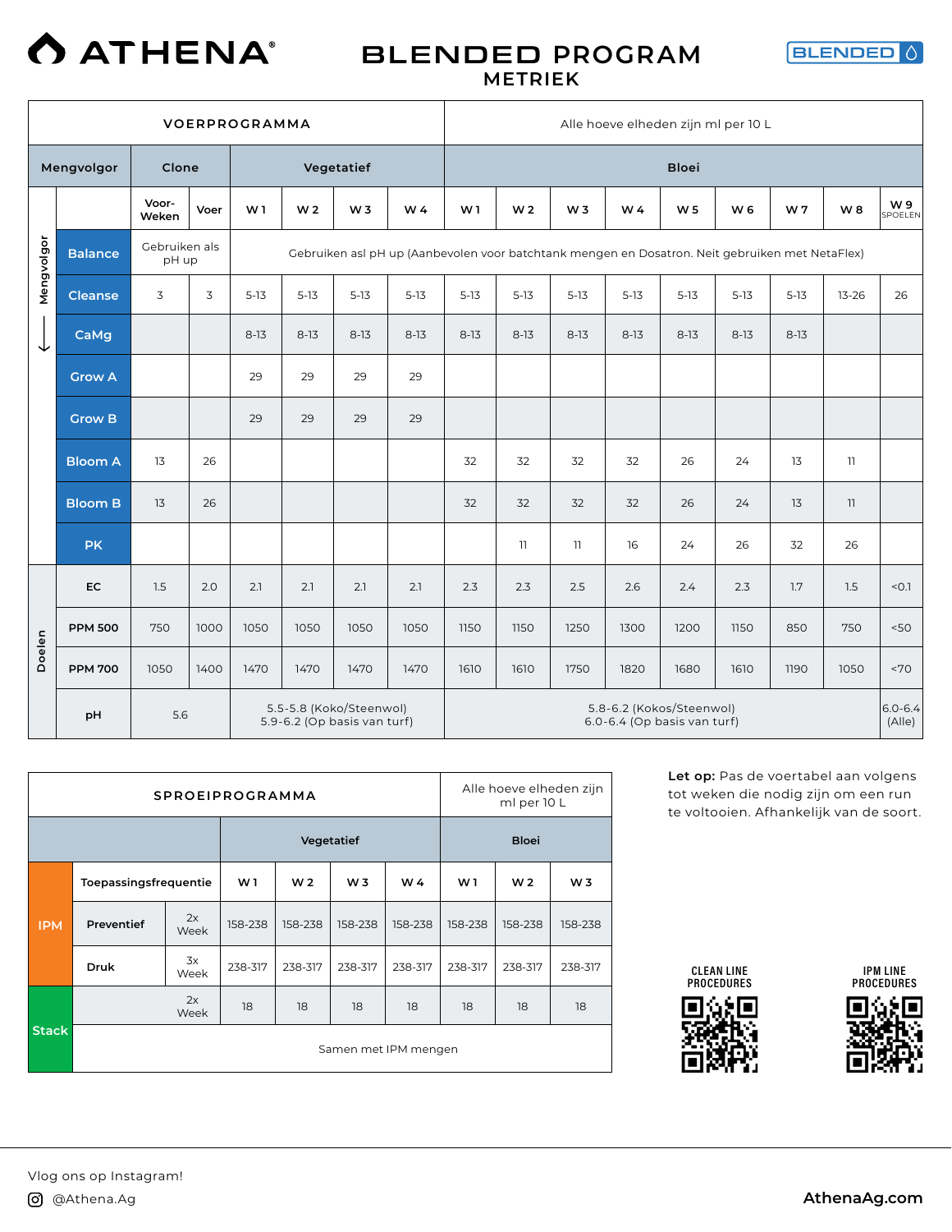# ATHENA®

## BLENDED PROGRAM
### METRIEK

BLENDED

| VOERPROGRAMMA | | | | | | | Alle hoeve elheden zijn ml per 10 L | | | | | | | | | |
|---|---|---|---|---|---|---|---|---|---|---|---|---|---|---|---|---|
| **Mengvolgor** | **Clone** | | **Vegetatief** | | | | **Bloei** | | | | | | | | | |
| | **Voor-Weken** | **Voer** | **W 1** | **W 2** | **W 3** | **W 4** | **W 1** | **W 2** | **W 3** | **W 4** | **W 5** | **W 6** | **W 7** | **W 8** | **W 9 SPOELEN** |
| **Balance** | Gebruiken als pH up | | Gebruiken asl pH up (Aanbevolen voor batchtank mengen en Dosatron. Neit gebruiken met NetaFlex) | | | | | | | | | | | | |
| **Cleanse** | 3 | 3 | 5-13 | 5-13 | 5-13 | 5-13 | 5-13 | 5-13 | 5-13 | 5-13 | 5-13 | 5-13 | 5-13 | 13-26 | 26 |
| **CaMg** | | | 8-13 | 8-13 | 8-13 | 8-13 | 8-13 | 8-13 | 8-13 | 8-13 | 8-13 | 8-13 | 8-13 | | |
| **Grow A** | | | 29 | 29 | 29 | 29 | | | | | | | | | |
| **Grow B** | | | 29 | 29 | 29 | 29 | | | | | | | | | |
| **Bloom A** | 13 | 26 | | | | | 32 | 32 | 32 | 32 | 26 | 24 | 13 | 11 | |
| **Bloom B** | 13 | 26 | | | | | 32 | 32 | 32 | 32 | 26 | 24 | 13 | 11 | |
| **PK** | | | | | | | | 11 | 11 | 16 | 24 | 26 | 32 | 26 | |
| **Doelen** | | | | | | | | | | | | | | | |
| **EC** | 1.5 | 2.0 | 2.1 | 2.1 | 2.1 | 2.1 | 2.3 | 2.3 | 2.5 | 2.6 | 2.4 | 2.3 | 1.7 | 1.5 | <0.1 |
| **PPM 500** | 750 | 1000 | 1050 | 1050 | 1050 | 1050 | 1150 | 1150 | 1250 | 1300 | 1200 | 1150 | 850 | 750 | <50 |
| **PPM 700** | 1050 | 1400 | 1470 | 1470 | 1470 | 1470 | 1610 | 1610 | 1750 | 1820 | 1680 | 1610 | 1190 | 1050 | <70 |
| **pH** | 5.6 | | 5.5-5.8 (Koko/Steenwol) 5.9-6.2 (Op basis van turf) | | | | 5.8-6.2 (Kokos/Steenwol) 6.0-6.4 (Op basis van turf) | | | | | | | | 6.0-6.4 (Alle) |

Mengvolgor ←

| SPROEIPROGRAMMA | | | | | | | Alle hoeve elheden zijn ml per 10 L | | |
|---|---|---|---|---|---|---|---|---|---|
| | | | **Vegetatief** | | | | **Bloei** | | |
| | **Toepassingsfrequentie** | | **W 1** | **W 2** | **W 3** | **W 4** | **W 1** | **W 2** | **W 3** |
| **IPM** | **Preventief** | 2x Week | 158-238 | 158-238 | 158-238 | 158-238 | 158-238 | 158-238 | 158-238 |
| | **Druk** | 3x Week | 238-317 | 238-317 | 238-317 | 238-317 | 238-317 | 238-317 | 238-317 |
| **Stack** | | 2x Week | 18 | 18 | 18 | 18 | 18 | 18 | 18 |
| | Samen met IPM mengen | | | | | | | | |

**Let op:** Pas de voertabel aan volgens tot weken die nodig zijn om een run te voltooien. Afhankelijk van de soort.

CLEAN LINE PROCEDURES

IPM LINE PROCEDURES

Vlog ons op Instagram!

@Athena.Ag

AthenaAg.com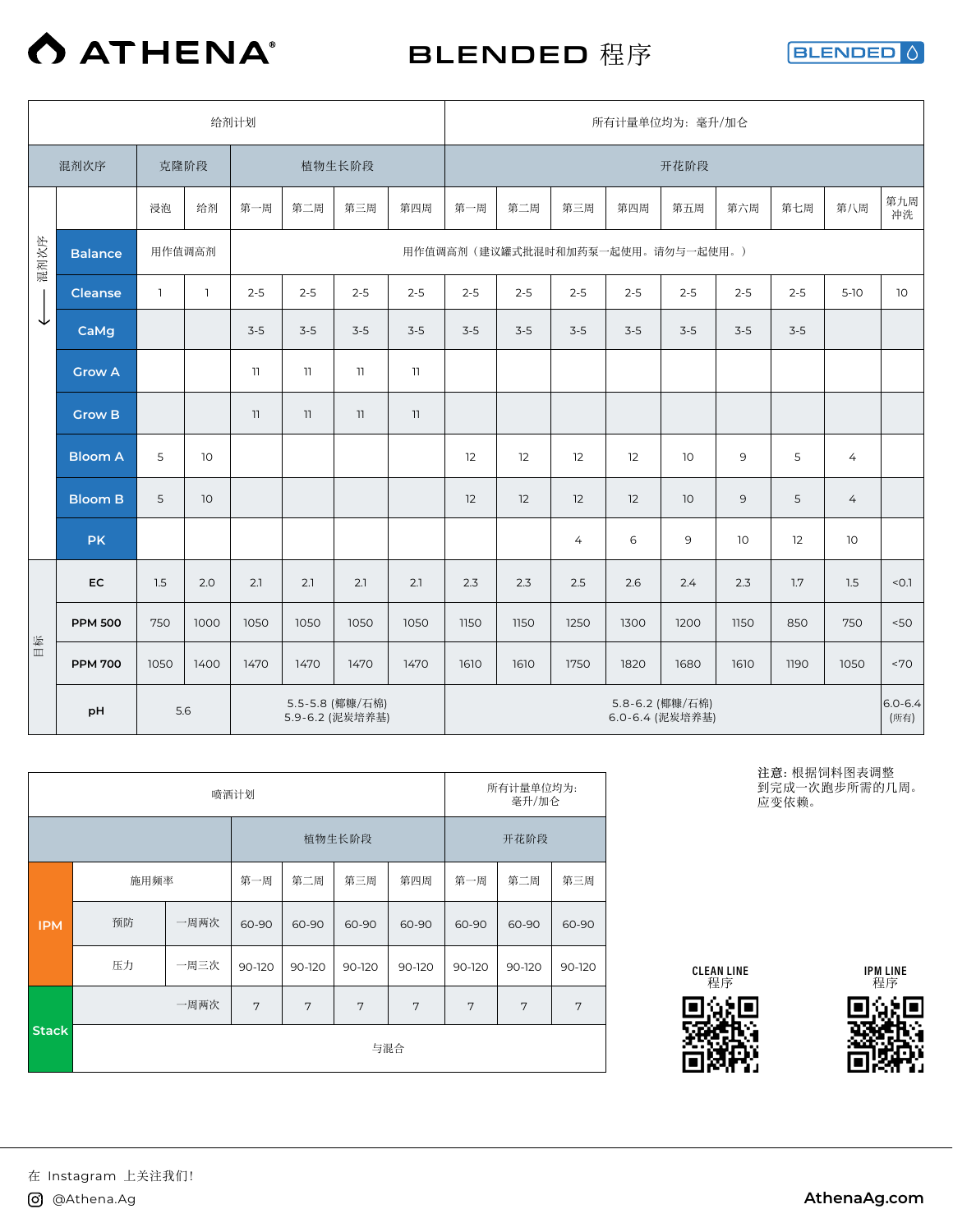# ATHENA®

## BLENDED 程序

BLENDED

| 给剂计划 | | | | | | | | 所有计量单位均为：毫升/加仑 | | | | | | | | |
|---|---|---|---|---|---|---|---|---|---|---|---|---|---|---|---|---|
| 混剂次序 | 克隆阶段 | | 植物生长阶段 | | | | 开花阶段 | | | | | | | | |
| | 浸泡 | 给剂 | 第一周 | 第二周 | 第三周 | 第四周 | 第一周 | 第二周 | 第三周 | 第四周 | 第五周 | 第六周 | 第七周 | 第八周 | 第九周冲洗 |
| Balance | 用作值调高剂 | | 用作值调高剂（建议罐式批混时和加药泵一起使用。请勿与一起使用。） | | | | | | | | | | | | |
| Cleanse | 1 | 1 | 2-5 | 2-5 | 2-5 | 2-5 | 2-5 | 2-5 | 2-5 | 2-5 | 2-5 | 2-5 | 2-5 | 5-10 | 10 |
| CaMg | | | 3-5 | 3-5 | 3-5 | 3-5 | 3-5 | 3-5 | 3-5 | 3-5 | 3-5 | 3-5 | 3-5 | | |
| Grow A | | | 11 | 11 | 11 | 11 | | | | | | | | | |
| Grow B | | | 11 | 11 | 11 | 11 | | | | | | | | | |
| Bloom A | 5 | 10 | | | | | 12 | 12 | 12 | 12 | 10 | 9 | 5 | 4 | |
| Bloom B | 5 | 10 | | | | | 12 | 12 | 12 | 12 | 10 | 9 | 5 | 4 | |
| PK | | | | | | | | | 4 | 6 | 9 | 10 | 12 | 10 | |
| 目标 EC | 1.5 | 2.0 | 2.1 | 2.1 | 2.1 | 2.1 | 2.3 | 2.3 | 2.5 | 2.6 | 2.4 | 2.3 | 1.7 | 1.5 | <0.1 |
| PPM 500 | 750 | 1000 | 1050 | 1050 | 1050 | 1050 | 1150 | 1150 | 1250 | 1300 | 1200 | 1150 | 850 | 750 | <50 |
| PPM 700 | 1050 | 1400 | 1470 | 1470 | 1470 | 1470 | 1610 | 1610 | 1750 | 1820 | 1680 | 1610 | 1190 | 1050 | <70 |
| pH | 5.6 | | 5.5-5.8 (椰糠/石棉) 5.9-6.2 (泥炭培养基) | | | | 5.8-6.2 (椰糠/石棉) 6.0-6.4 (泥炭培养基) | | | | | | | | 6.0-6.4 (所有) |

混剂次序 ↓

| 喷洒计划 | | | | | | | 所有计量单位均为：毫升/加仑 | | |
|---|---|---|---|---|---|---|---|---|---|
| | | | 植物生长阶段 | | | | 开花阶段 | | |
| | 施用频率 | | 第一周 | 第二周 | 第三周 | 第四周 | 第一周 | 第二周 | 第三周 |
| IPM | 预防 | 一周两次 | 60-90 | 60-90 | 60-90 | 60-90 | 60-90 | 60-90 | 60-90 |
| IPM | 压力 | 一周三次 | 90-120 | 90-120 | 90-120 | 90-120 | 90-120 | 90-120 | 90-120 |
| Stack | | 一周两次 | 7 | 7 | 7 | 7 | 7 | 7 | 7 |
| Stack | 与混合 | | | | | | | | |

注意：根据饲料图表调整到完成一次跑步所需的几周。应变依赖。

CLEAN LINE 程序

IPM LINE 程序

在 Instagram 上关注我们！

@Athena.Ag

AthenaAg.com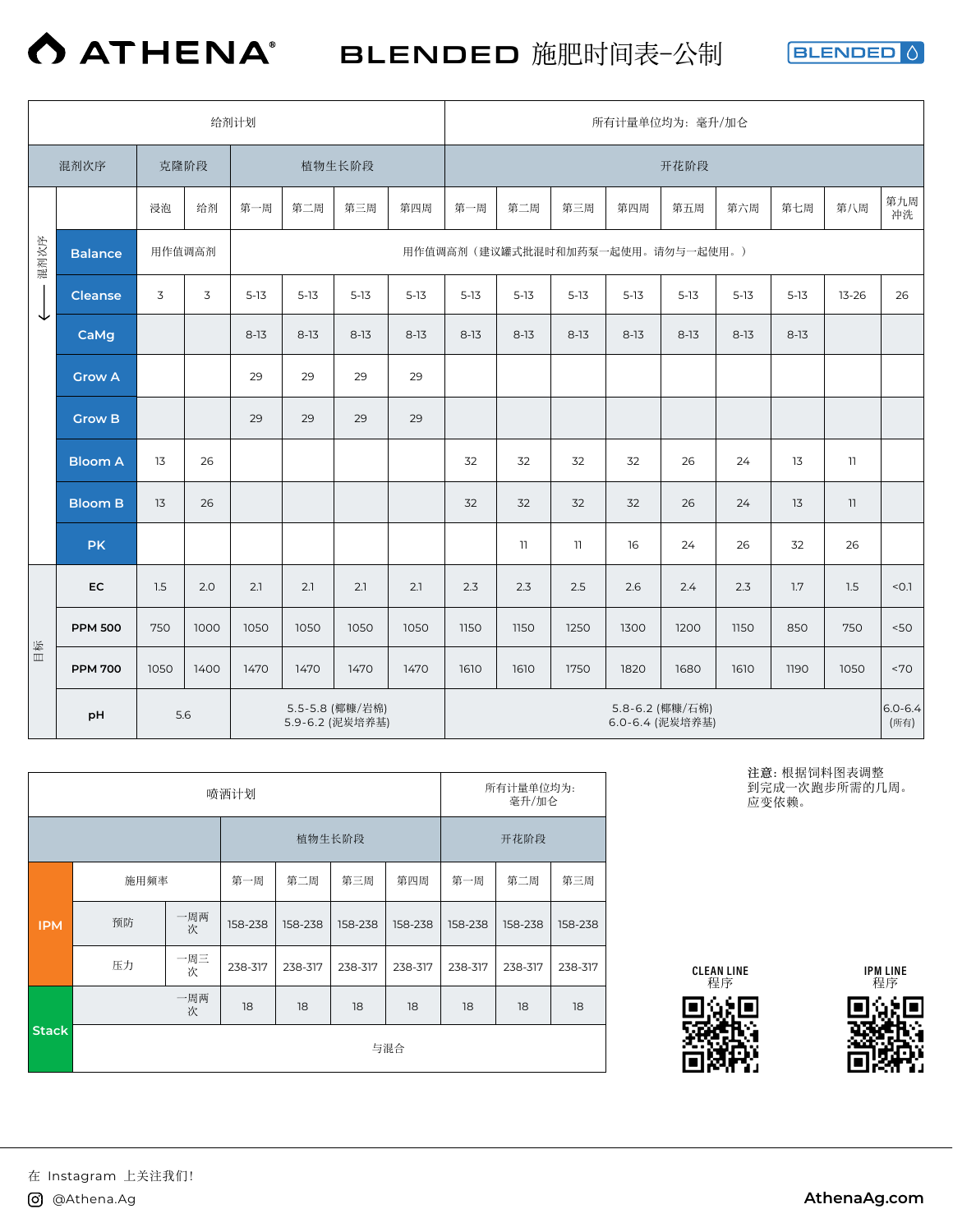# ATHENA® BLENDED 施肥时间表-公制

| 给剂计划 | | | | | | | 所有计量单位均为：毫升/加仑 | | | | | | | | |
|---|---|---|---|---|---|---|---|---|---|---|---|---|---|---|---|
| 混剂次序 | 克隆阶段 | | 植物生长阶段 | | | | 开花阶段 | | | | | | | | |
| | 浸泡 | 给剂 | 第一周 | 第二周 | 第三周 | 第四周 | 第一周 | 第二周 | 第三周 | 第四周 | 第五周 | 第六周 | 第七周 | 第八周 | 第九周冲洗 |
| **Balance** | 用作值调高剂 | | 用作值调高剂（建议罐式批混时和加药泵一起使用。请勿与一起使用。） | | | | | | | | | | | | |
| **Cleanse** | 3 | 3 | 5-13 | 5-13 | 5-13 | 5-13 | 5-13 | 5-13 | 5-13 | 5-13 | 5-13 | 5-13 | 5-13 | 13-26 | 26 |
| **CaMg** | | | 8-13 | 8-13 | 8-13 | 8-13 | 8-13 | 8-13 | 8-13 | 8-13 | 8-13 | 8-13 | 8-13 | | |
| **Grow A** | | | 29 | 29 | 29 | 29 | | | | | | | | | |
| **Grow B** | | | 29 | 29 | 29 | 29 | | | | | | | | | |
| **Bloom A** | 13 | 26 | | | | | 32 | 32 | 32 | 32 | 26 | 24 | 13 | 11 | |
| **Bloom B** | 13 | 26 | | | | | 32 | 32 | 32 | 32 | 26 | 24 | 13 | 11 | |
| **PK** | | | | | | | | 11 | 11 | 16 | 24 | 26 | 32 | 26 | |
| **目标** | | | | | | | | | | | | | | | |
| **EC** | 1.5 | 2.0 | 2.1 | 2.1 | 2.1 | 2.1 | 2.3 | 2.3 | 2.5 | 2.6 | 2.4 | 2.3 | 1.7 | 1.5 | <0.1 |
| **PPM 500** | 750 | 1000 | 1050 | 1050 | 1050 | 1050 | 1150 | 1150 | 1250 | 1300 | 1200 | 1150 | 850 | 750 | <50 |
| **PPM 700** | 1050 | 1400 | 1470 | 1470 | 1470 | 1470 | 1610 | 1610 | 1750 | 1820 | 1680 | 1610 | 1190 | 1050 | <70 |
| **pH** | 5.6 | | 5.5-5.8 (椰糠/岩棉) 5.9-6.2 (泥炭培养基) | | | | 5.8-6.2 (椰糠/石棉) 6.0-6.4 (泥炭培养基) | | | | | | | | 6.0-6.4 (所有) |

| 喷洒计划 | | | | | | 所有计量单位均为：毫升/加仑 | | |
|---|---|---|---|---|---|---|---|---|
| | | | 植物生长阶段 | | | | 开花阶段 | |
| | 施用频率 | | 第一周 | 第二周 | 第三周 | 第四周 | 第一周 | 第二周 | 第三周 |
| **IPM** | 预防 | 一周两次 | 158-238 | 158-238 | 158-238 | 158-238 | 158-238 | 158-238 | 158-238 |
| **IPM** | 压力 | 一周三次 | 238-317 | 238-317 | 238-317 | 238-317 | 238-317 | 238-317 | 238-317 |
| **Stack** | | 一周两次 | 18 | 18 | 18 | 18 | 18 | 18 | 18 |
| **Stack** | 与混合 | | | | | | | | |

注意：根据饲料图表调整到完成一次跑步所需的几周。应变依赖。

CLEAN LINE 程序

IPM LINE 程序

在 Instagram 上关注我们！

@Athena.Ag

AthenaAg.com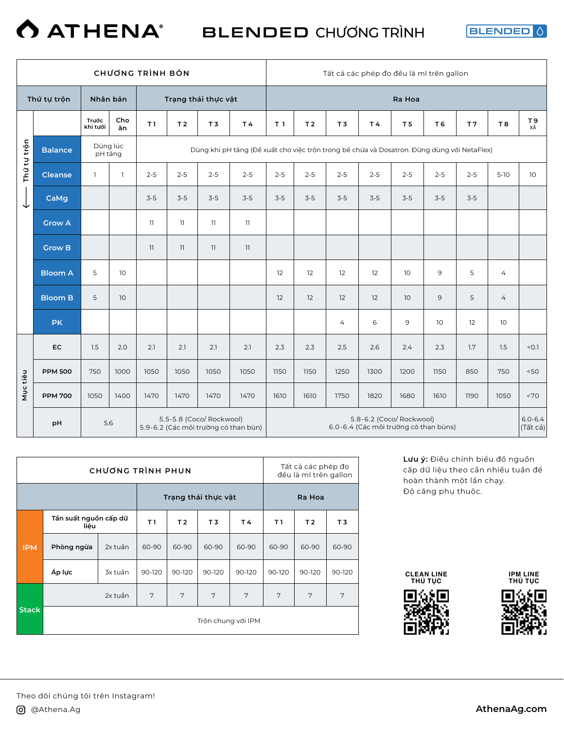# ATHENA® BLENDED CHƯƠNG TRÌNH

BLENDED

| CHƯƠNG TRÌNH BÓN | | | | | | | Tất cả các phép đo đều là ml trên gallon | | | | | | | | |
|---|---|---|---|---|---|---|---|---|---|---|---|---|---|---|---|
| Thứ tự trộn | Nhân bản | | Trạng thái thực vật | | | | Ra Hoa | | | | | | | | |
| | Trước khi tưới | Cho ăn | T1 | T2 | T3 | T4 | T1 | T2 | T3 | T4 | T5 | T6 | T7 | T8 | T9 XẢ |
| Balance | Dùng lúc pH tăng | | Dùng khi pH tăng (Đề xuất cho việc trộn trong bể chứa và Dosatron. Đừng dùng với NetaFlex) | | | | | | | | | | | | |
| Cleanse | 1 | 1 | 2-5 | 2-5 | 2-5 | 2-5 | 2-5 | 2-5 | 2-5 | 2-5 | 2-5 | 2-5 | 2-5 | 5-10 | 10 |
| CaMg | | | 3-5 | 3-5 | 3-5 | 3-5 | 3-5 | 3-5 | 3-5 | 3-5 | 3-5 | 3-5 | 3-5 | | |
| Grow A | | | 11 | 11 | 11 | 11 | | | | | | | | | |
| Grow B | | | 11 | 11 | 11 | 11 | | | | | | | | | |
| Bloom A | 5 | 10 | | | | | 12 | 12 | 12 | 12 | 10 | 9 | 5 | 4 | |
| Bloom B | 5 | 10 | | | | | 12 | 12 | 12 | 12 | 10 | 9 | 5 | 4 | |
| PK | | | | | | | | | 4 | 6 | 9 | 10 | 12 | 10 | |
| **Mục tiêu** | | | | | | | | | | | | | | | |
| EC | 1.5 | 2.0 | 2.1 | 2.1 | 2.1 | 2.1 | 2.3 | 2.3 | 2.5 | 2.6 | 2.4 | 2.3 | 1.7 | 1.5 | <0.1 |
| PPM 500 | 750 | 1000 | 1050 | 1050 | 1050 | 1050 | 1150 | 1150 | 1250 | 1300 | 1200 | 1150 | 850 | 750 | <50 |
| PPM 700 | 1050 | 1400 | 1470 | 1470 | 1470 | 1470 | 1610 | 1610 | 1750 | 1820 | 1680 | 1610 | 1190 | 1050 | <70 |
| pH | 5.6 | | 5.5-5.8 (Coco/ Rockwool) 5.9-6.2 (Các môi trường có than bùn) | | | | 5.8-6.2 (Coco/ Rockwool) 6.0-6.4 (Các môi trường có than bùns) | | | | | | | | 6.0-6.4 (Tất cả) |

| CHƯƠNG TRÌNH PHUN | | | | | | | Tất cả các phép đo đều là ml trên gallon | | |
|---|---|---|---|---|---|---|---|---|---|
| | | | Trạng thái thực vật | | | | Ra Hoa | | |
| IPM | Tần suất nguồn cấp dữ liệu | | T1 | T2 | T3 | T4 | T1 | T2 | T3 |
| IPM | Phòng ngừa | 2x tuần | 60-90 | 60-90 | 60-90 | 60-90 | 60-90 | 60-90 | 60-90 |
| IPM | Áp lực | 3x tuần | 90-120 | 90-120 | 90-120 | 90-120 | 90-120 | 90-120 | 90-120 |
| Stack | | 2x tuần | 7 | 7 | 7 | 7 | 7 | 7 | 7 |
| Stack | Trộn chung với IPM | | | | | | | | |

**Lưu ý:** Điều chỉnh biểu đồ nguồn cấp dữ liệu theo cần nhiều tuần để hoàn thành một lần chạy.
Độ căng phụ thuộc.

CLEAN LINE THỦ TỤC

IPM LINE THỦ TỤC

Theo dõi chúng tôi trên Instagram!
@Athena.Ag

AthenaAg.com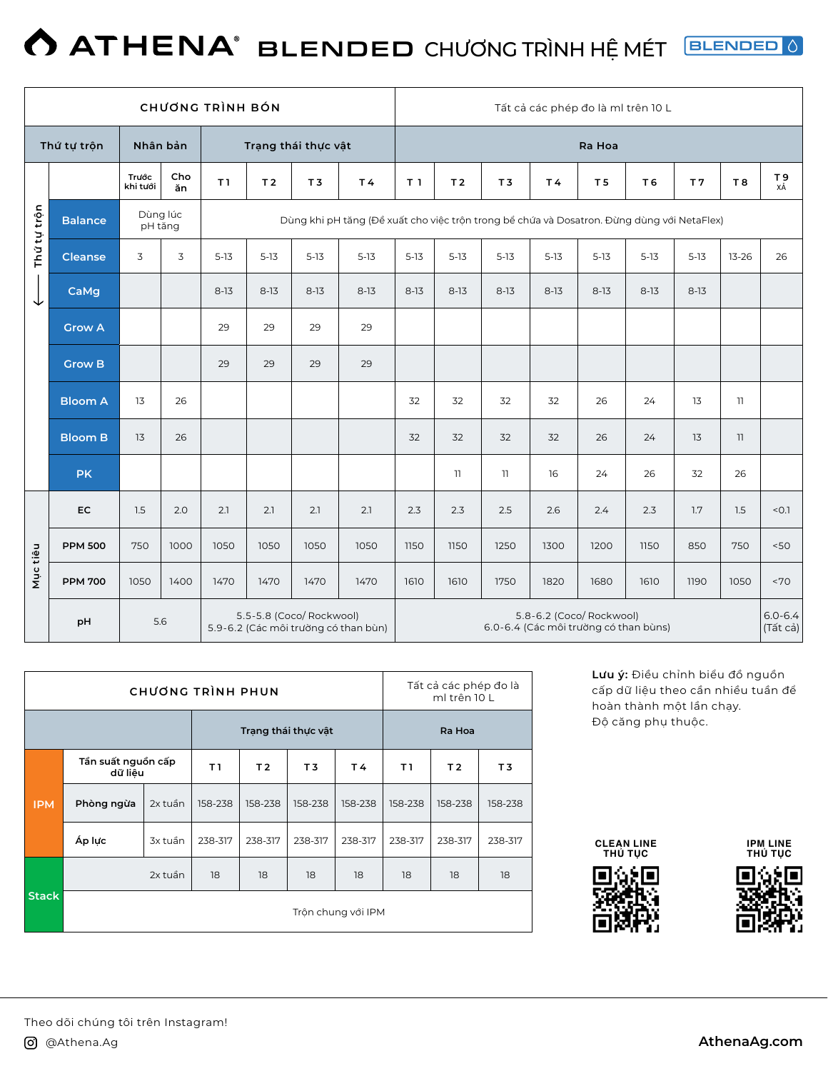# ATHENA® BLENDED CHƯƠNG TRÌNH HỆ MÉT

| CHƯƠNG TRÌNH BÓN | | | | | | | Tất cả các phép đo là ml trên 10 L | | | | | | | | |
|---|---|---|---|---|---|---|---|---|---|---|---|---|---|---|---|
| Thứ tự trộn | Nhân bản | | Trạng thái thực vật | | | | Ra Hoa | | | | | | | | |
| | Trước khi tưới | Cho ăn | T 1 | T 2 | T 3 | T 4 | T 1 | T 2 | T 3 | T 4 | T 5 | T 6 | T 7 | T 8 | T 9 XẢ |
| Balance | Dùng lúc pH tăng | | Dùng khi pH tăng (Đề xuất cho việc trộn trong bể chứa và Dosatron. Đừng dùng với NetaFlex) | | | | | | | | | | | | |
| Cleanse | 3 | 3 | 5-13 | 5-13 | 5-13 | 5-13 | 5-13 | 5-13 | 5-13 | 5-13 | 5-13 | 5-13 | 5-13 | 13-26 | 26 |
| CaMg | | | 8-13 | 8-13 | 8-13 | 8-13 | 8-13 | 8-13 | 8-13 | 8-13 | 8-13 | 8-13 | 8-13 | | |
| Grow A | | | 29 | 29 | 29 | 29 | | | | | | | | | |
| Grow B | | | 29 | 29 | 29 | 29 | | | | | | | | | |
| Bloom A | 13 | 26 | | | | | 32 | 32 | 32 | 32 | 26 | 24 | 13 | 11 | |
| Bloom B | 13 | 26 | | | | | 32 | 32 | 32 | 32 | 26 | 24 | 13 | 11 | |
| PK | | | | | | | | 11 | 11 | 16 | 24 | 26 | 32 | 26 | |
| **Mục tiêu** | | | | | | | | | | | | | | | |
| EC | 1.5 | 2.0 | 2.1 | 2.1 | 2.1 | 2.1 | 2.3 | 2.3 | 2.5 | 2.6 | 2.4 | 2.3 | 1.7 | 1.5 | <0.1 |
| PPM 500 | 750 | 1000 | 1050 | 1050 | 1050 | 1050 | 1150 | 1150 | 1250 | 1300 | 1200 | 1150 | 850 | 750 | <50 |
| PPM 700 | 1050 | 1400 | 1470 | 1470 | 1470 | 1470 | 1610 | 1610 | 1750 | 1820 | 1680 | 1610 | 1190 | 1050 | <70 |
| pH | 5.6 | | 5.5-5.8 (Coco/ Rockwool) 5.9-6.2 (Các môi trường có than bùn) | | | | 5.8-6.2 (Coco/ Rockwool) 6.0-6.4 (Các môi trường có than bùns) | | | | | | | | 6.0-6.4 (Tất cả) |

Thứ tự trộn ←

| CHƯƠNG TRÌNH PHUN | | | | | | | Tất cả các phép đo là ml trên 10 L | | |
|---|---|---|---|---|---|---|---|---|---|
| | | | Trạng thái thực vật | | | | Ra Hoa | | |
| IPM | Tần suất nguồn cấp dữ liệu | | T 1 | T 2 | T 3 | T 4 | T 1 | T 2 | T 3 |
| | Phòng ngừa | 2x tuần | 158-238 | 158-238 | 158-238 | 158-238 | 158-238 | 158-238 | 158-238 |
| | Áp lực | 3x tuần | 238-317 | 238-317 | 238-317 | 238-317 | 238-317 | 238-317 | 238-317 |
| Stack | | 2x tuần | 18 | 18 | 18 | 18 | 18 | 18 | 18 |
| | Trộn chung với IPM | | | | | | | | |

**Lưu ý:** Điều chỉnh biểu đồ nguồn cấp dữ liệu theo cần nhiều tuần để hoàn thành một lần chạy. Độ căng phụ thuộc.

CLEAN LINE THỦ TỤC

IPM LINE THỦ TỤC

Theo dõi chúng tôi trên Instagram!

@Athena.Ag

AthenaAg.com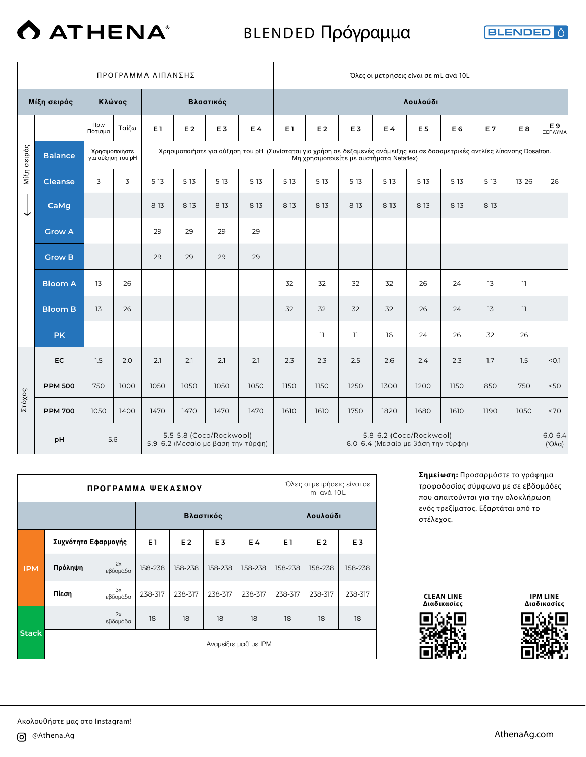# ATHENA

## BLENDED Πρόγραμμα

BLENDED

| ΠΡΟΓΡΑΜΜΑ ΛΙΠΑΝΣΗΣ | | | | | | | | Όλες οι μετρήσεις είναι σε mL ανά 10L | | | | | | | | |
|---|---|---|---|---|---|---|---|---|---|---|---|---|---|---|---|---|
| Μίξη σειράς | Κλώνος | | Βλαστικός | | | | Λουλούδι | | | | | | | | | |
| | Πριν Πότισμα | Ταΐζω | E 1 | E 2 | E 3 | E 4 | E 1 | E 2 | E 3 | E 4 | E 5 | E 6 | E 7 | E 8 | E 9 ΞΕΠΛΥΜΑ |
| Balance | Χρησιμοποιήστε για αύξηση του pH | | Χρησιμοποιήστε για αύξηση του pH (Συνίσταται για χρήση σε δεξαμενές ανάμειξης και σε δοσομετρικές αντλίες λίπανσης Dosatron. Μη χρησιμοποιείτε με συστήματα Netaflex) | | | | | | | | | | | | |
| Cleanse | 3 | 3 | 5-13 | 5-13 | 5-13 | 5-13 | 5-13 | 5-13 | 5-13 | 5-13 | 5-13 | 5-13 | 5-13 | 13-26 | 26 |
| CaMg | | | 8-13 | 8-13 | 8-13 | 8-13 | 8-13 | 8-13 | 8-13 | 8-13 | 8-13 | 8-13 | 8-13 | | |
| Grow A | | | 29 | 29 | 29 | 29 | | | | | | | | | |
| Grow B | | | 29 | 29 | 29 | 29 | | | | | | | | | |
| Bloom A | 13 | 26 | | | | | 32 | 32 | 32 | 32 | 26 | 24 | 13 | 11 | |
| Bloom B | 13 | 26 | | | | | 32 | 32 | 32 | 32 | 26 | 24 | 13 | 11 | |
| PK | | | | | | | | 11 | 11 | 16 | 24 | 26 | 32 | 26 | |
| **Στόχος** | | | | | | | | | | | | | | | |
| EC | 1.5 | 2.0 | 2.1 | 2.1 | 2.1 | 2.1 | 2.3 | 2.3 | 2.5 | 2.6 | 2.4 | 2.3 | 1.7 | 1.5 | <0.1 |
| PPM 500 | 750 | 1000 | 1050 | 1050 | 1050 | 1050 | 1150 | 1150 | 1250 | 1300 | 1200 | 1150 | 850 | 750 | <50 |
| PPM 700 | 1050 | 1400 | 1470 | 1470 | 1470 | 1470 | 1610 | 1610 | 1750 | 1820 | 1680 | 1610 | 1190 | 1050 | <70 |
| pH | 5.6 | | 5.5-5.8 (Coco/Rockwool) 5.9-6.2 (Μεσαίο με βάση την τύρφη) | | | | 5.8-6.2 (Coco/Rockwool) 6.0-6.4 (Μεσαίο με βάση την τύρφη) | | | | | | | | 6.0-6.4 (Όλα) |

Μίξη σειράς ↓

| ΠΡΟΓΡΑΜΜΑ ΨΕΚΑΣΜΟΥ | | | | | | Όλες οι μετρήσεις είναι σε ml ανά 10L | | | |
|---|---|---|---|---|---|---|---|---|---|
| | | | Βλαστικός | | | | Λουλούδι | | |
| | Συχνότητα Εφαρμογής | | E 1 | E 2 | E 3 | E 4 | E 1 | E 2 | E 3 |
| IPM | Πρόληψη | 2x εβδομάδα | 158-238 | 158-238 | 158-238 | 158-238 | 158-238 | 158-238 | 158-238 |
| IPM | Πίεση | 3x εβδομάδα | 238-317 | 238-317 | 238-317 | 238-317 | 238-317 | 238-317 | 238-317 |
| Stack | | 2x εβδομάδα | 18 | 18 | 18 | 18 | 18 | 18 | 18 |
| Stack | Αναμείξτε μαζί με IPM | | | | | | | | |

**Σημείωση:** Προσαρμόστε το γράφημα τροφοδοσίας σύμφωνα με σε εβδομάδες που απαιτούνται για την ολοκλήρωση ενός τρεξίματος. Εξαρτάται από το στέλεχος.

**CLEAN LINE Διαδικασίες**

**IPM LINE Διαδικασίες**

Ακολουθήστε μας στο Instagram!

@Athena.Ag

AthenaAg.com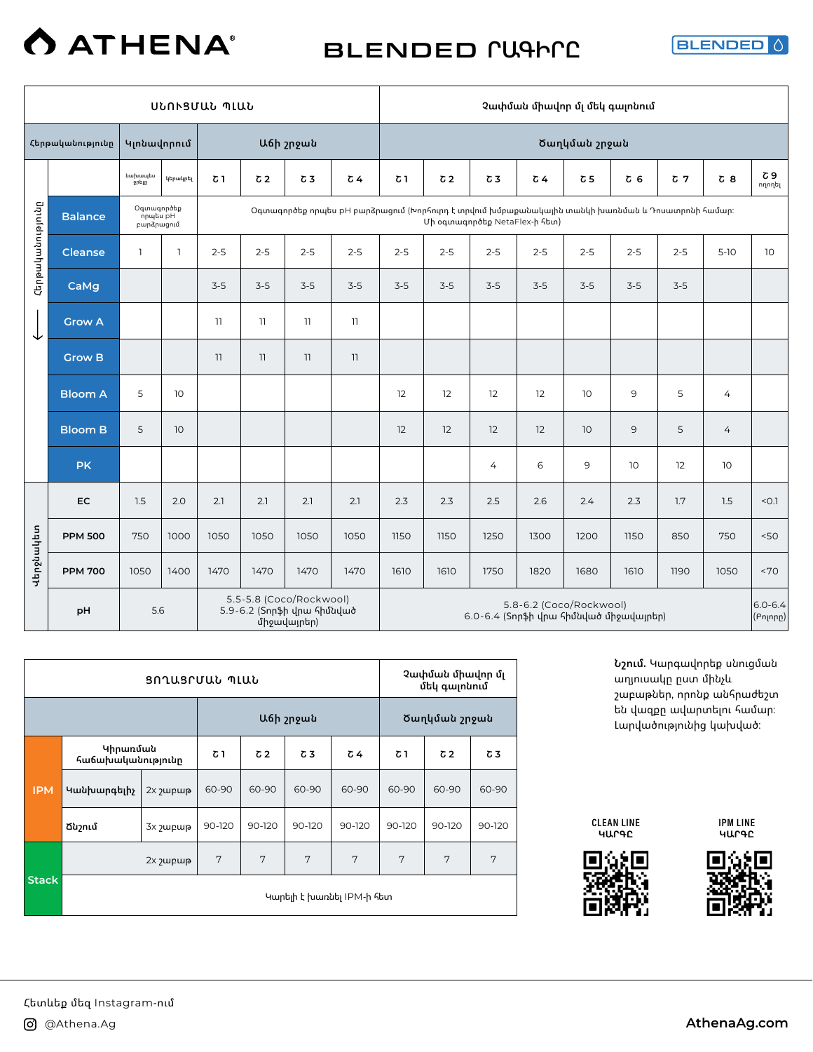# ATHENA®

# BLENDED ՐԱՑԻՐԸ

BLENDED

| ՍՆՈՒՑՄԱՆ ՊԼԱՆ | | | | | | | | Չափման միավոր մլ մեկ գալոնում | | | | | | | | |
|---|---|---|---|---|---|---|---|---|---|---|---|---|---|---|---|---|
| Հերթականությունը | Կլոնավորում | | Աճի շրջան | | | | Ծաղկման շրջան | | | | | | | | | |
| | նախապես ջրելը | կերակրել | Շ 1 | Շ 2 | Շ 3 | Շ 4 | Շ 1 | Շ 2 | Շ 3 | Շ 4 | Շ 5 | Շ 6 | Շ 7 | Շ 8 | Շ 9 ողողել |
| **Balance** | Օգտագործեք որպես pH բարձրացում | | Օգտագործեք որպես pH բարձրացում (Խորհուրդ է տրվում խմբաքանակային տանկի խառնման և Դոսատրոնի համար: Մի օգտագործեք NetaFlex-ի հետ) | | | | | | | | | | | | |
| **Cleanse** | 1 | 1 | 2-5 | 2-5 | 2-5 | 2-5 | 2-5 | 2-5 | 2-5 | 2-5 | 2-5 | 2-5 | 2-5 | 5-10 | 10 |
| **CaMg** | | | 3-5 | 3-5 | 3-5 | 3-5 | 3-5 | 3-5 | 3-5 | 3-5 | 3-5 | 3-5 | 3-5 | | |
| **Grow A** | | | 11 | 11 | 11 | 11 | | | | | | | | | |
| **Grow B** | | | 11 | 11 | 11 | 11 | | | | | | | | | |
| **Bloom A** | 5 | 10 | | | | | 12 | 12 | 12 | 12 | 10 | 9 | 5 | 4 | |
| **Bloom B** | 5 | 10 | | | | | 12 | 12 | 12 | 12 | 10 | 9 | 5 | 4 | |
| **PK** | | | | | | | | | 4 | 6 | 9 | 10 | 12 | 10 | |
| **EC** | 1.5 | 2.0 | 2.1 | 2.1 | 2.1 | 2.1 | 2.3 | 2.3 | 2.5 | 2.6 | 2.4 | 2.3 | 1.7 | 1.5 | <0.1 |
| **PPM 500** | 750 | 1000 | 1050 | 1050 | 1050 | 1050 | 1150 | 1150 | 1250 | 1300 | 1200 | 1150 | 850 | 750 | <50 |
| **PPM 700** | 1050 | 1400 | 1470 | 1470 | 1470 | 1470 | 1610 | 1610 | 1750 | 1820 | 1680 | 1610 | 1190 | 1050 | <70 |
| **pH** | 5.6 | | 5.5-5.8 (Coco/Rockwool) 5.9-6.2 (Տորֆի վրա հիմնված միջավայրեր) | | | | 5.8-6.2 (Coco/Rockwool) 6.0-6.4 (Տորֆի վրա հիմնված միջավայրեր) | | | | | | | | 6.0-6.4 (Բոլորը) |

Հերթականությունը ↓ · Վերջնակետ

| ՑՈՂԱՑՐՄԱՆ ՊԼԱՆ | | | | | | | Չափման միավոր մլ մեկ գալոնում | | |
|---|---|---|---|---|---|---|---|---|---|
| | | | Աճի շրջան | | | | Ծաղկման շրջան | | |
| **IPM** | Կիրառման հաճախականությունը | | Շ 1 | Շ 2 | Շ 3 | Շ 4 | Շ 1 | Շ 2 | Շ 3 |
| | Կանխարգելիչ | 2x շաբաթ | 60-90 | 60-90 | 60-90 | 60-90 | 60-90 | 60-90 | 60-90 |
| | Ճնշում | 3x շաբաթ | 90-120 | 90-120 | 90-120 | 90-120 | 90-120 | 90-120 | 90-120 |
| **Stack** | | 2x շաբաթ | 7 | 7 | 7 | 7 | 7 | 7 | 7 |
| | Կարելի է խառնել IPM-ի հետ | | | | | | | | |

**Նշում.** Կարգավորեք սնուցման աղյուսակը ըստ մինչև շաբաթներ, որոնք անհրաժեշտ են վազքը ավարտելու համար: Լարվածությունից կախված:

CLEAN LINE ԿԱՐԳԸ

IPM LINE ԿԱՐԳԸ

Հետևեք մեզ Instagram-ում

@Athena.Ag

AthenaAg.com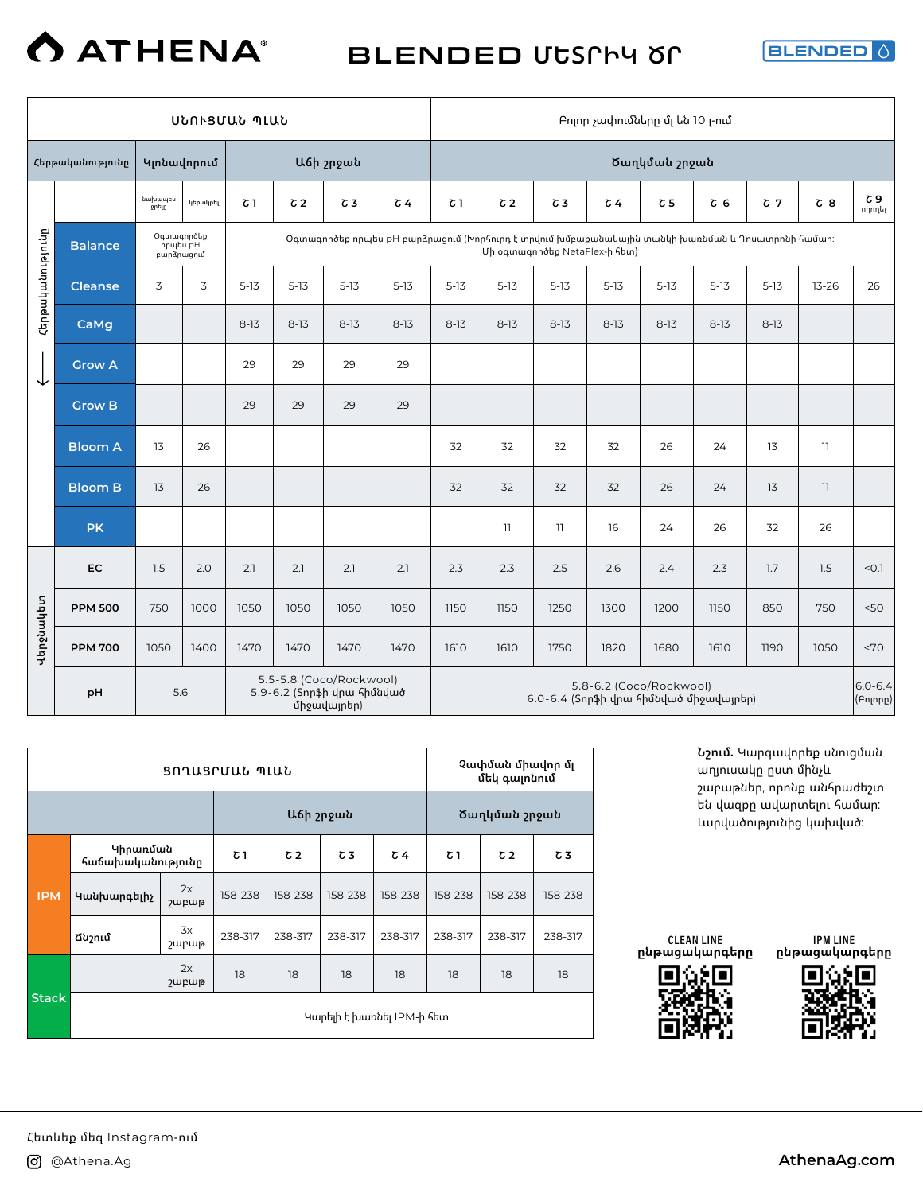# ATHENA®

## BLENDED ՄԵՏՐԻԿ ԾՐ

BLENDED

| ՍՆՈՒՑՄԱՆ ՊԼԱՆ | | | | | | | | Բոլոր չափումները մլ են 10 լ-ում | | | | | | | | |
|---|---|---|---|---|---|---|---|---|---|---|---|---|---|---|---|---|
| Հերթականությունը | Կլոնավորում | | Աճի շրջան | | | | Ծաղկման շրջան | | | | | | | | | |
| | նախապես ջրելը | կերակրել | Շ 1 | Շ 2 | Շ 3 | Շ 4 | Շ 1 | Շ 2 | Շ 3 | Շ 4 | Շ 5 | Շ 6 | Շ 7 | Շ 8 | Շ 9 ողողել |
| Balance | Օգտագործեք որպես pH բարձրացում | | Օգտագործեք որպես pH բարձրացում (Խորհուրդ է տրվում խմբաքանակային տանկի խառնման և Դոսատրոնի համար: Մի օգտագործեք NetaFlex-ի հետ) | | | | | | | | | | | | |
| Cleanse | 3 | 3 | 5-13 | 5-13 | 5-13 | 5-13 | 5-13 | 5-13 | 5-13 | 5-13 | 5-13 | 5-13 | 5-13 | 13-26 | 26 |
| CaMg | | | 8-13 | 8-13 | 8-13 | 8-13 | 8-13 | 8-13 | 8-13 | 8-13 | 8-13 | 8-13 | 8-13 | | |
| Grow A | | | 29 | 29 | 29 | 29 | | | | | | | | | |
| Grow B | | | 29 | 29 | 29 | 29 | | | | | | | | | |
| Bloom A | 13 | 26 | | | | | 32 | 32 | 32 | 32 | 26 | 24 | 13 | 11 | |
| Bloom B | 13 | 26 | | | | | 32 | 32 | 32 | 32 | 26 | 24 | 13 | 11 | |
| PK | | | | | | | | 11 | 11 | 16 | 24 | 26 | 32 | 26 | |
| **Վերջնակետ** | | | | | | | | | | | | | | | |
| EC | 1.5 | 2.0 | 2.1 | 2.1 | 2.1 | 2.1 | 2.3 | 2.3 | 2.5 | 2.6 | 2.4 | 2.3 | 1.7 | 1.5 | <0.1 |
| PPM 500 | 750 | 1000 | 1050 | 1050 | 1050 | 1050 | 1150 | 1150 | 1250 | 1300 | 1200 | 1150 | 850 | 750 | <50 |
| PPM 700 | 1050 | 1400 | 1470 | 1470 | 1470 | 1470 | 1610 | 1610 | 1750 | 1820 | 1680 | 1610 | 1190 | 1050 | <70 |
| pH | 5.6 | | 5.5-5.8 (Coco/Rockwool) 5.9-6.2 (Տորֆի վրա հիմնված միջավայրեր) | | | | 5.8-6.2 (Coco/Rockwool) 6.0-6.4 (Տորֆի վրա հիմնված միջավայրեր) | | | | | | | | 6.0-6.4 (Բոլորը) |

| ՑՈՂԱՑՐՄԱՆ ՊԼԱՆ | | | | | | Չափման միավոր մլ մեկ գալոնում | | |
|---|---|---|---|---|---|---|---|---|
| | | Աճի շրջան | | | | Ծաղկման շրջան | | |
| | Կիրառման հաճախականությունը | Շ 1 | Շ 2 | Շ 3 | Շ 4 | Շ 1 | Շ 2 | Շ 3 |
| IPM — Կանխարգելիչ | 2x շաբաթ | 158-238 | 158-238 | 158-238 | 158-238 | 158-238 | 158-238 | 158-238 |
| IPM — Ճնշում | 3x շաբաթ | 238-317 | 238-317 | 238-317 | 238-317 | 238-317 | 238-317 | 238-317 |
| Stack | 2x շաբաթ | 18 | 18 | 18 | 18 | 18 | 18 | 18 |
| Stack | Կարելի է խառնել IPM-ի հետ | | | | | | | |

**Նշում.** Կարգավորեք սնուցման աղյուսակը ըստ մինչև շաբաթներ, որոնք անհրաժեշտ են վազքը ավարտելու համար: Լարվածությունից կախված:

CLEAN LINE ընթացակարգերը

IPM LINE ընթացակարգերը

Հետևեք մեզ Instagram-ում

@Athena.Ag

AthenaAg.com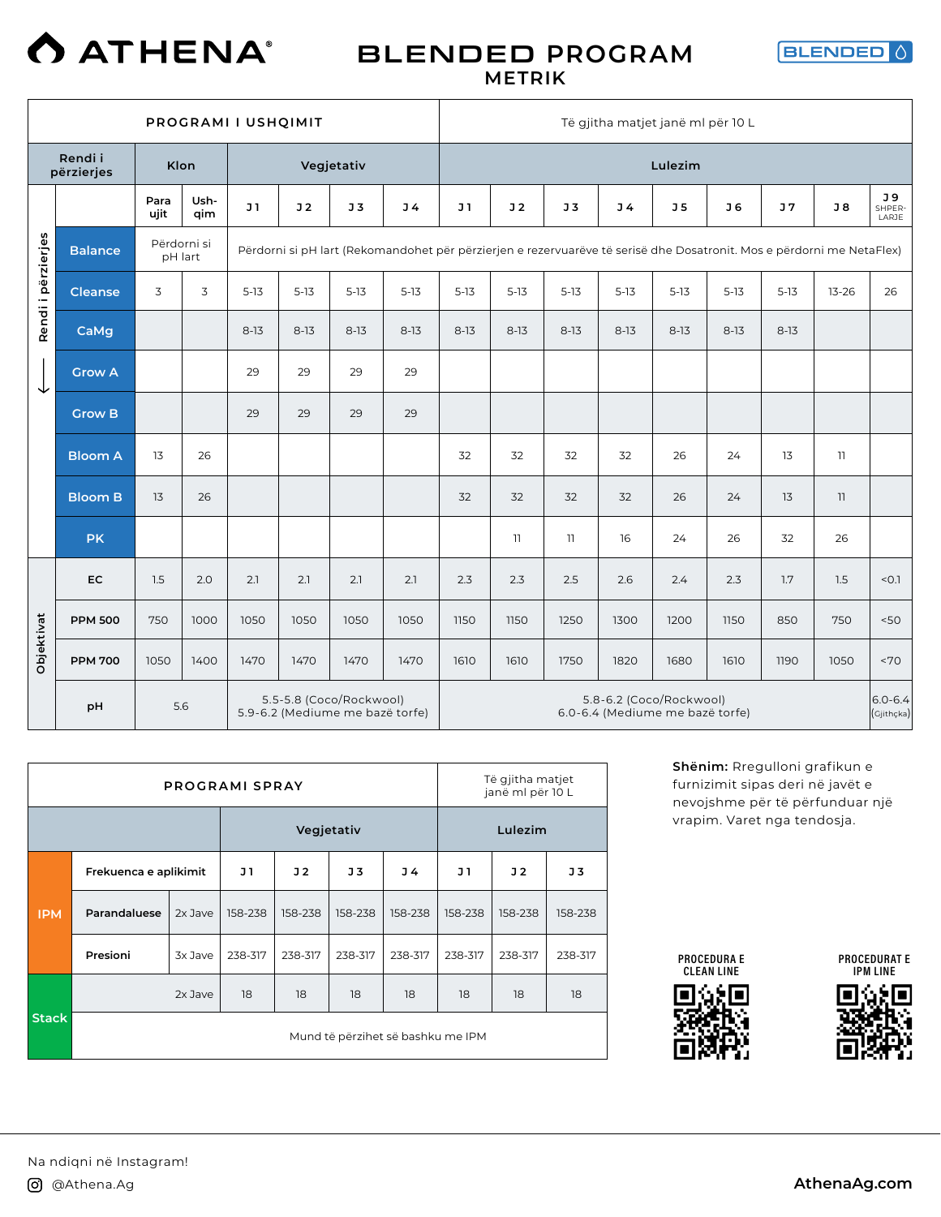# ATHENA®

## BLENDED PROGRAM
### METRIK

BLENDED

| PROGRAMI I USHQIMIT | | | | | | | Të gjitha matjet janë ml për 10 L | | | | | | | | |
|---|---|---|---|---|---|---|---|---|---|---|---|---|---|---|---|
| Rendi i përzierjes | Klon | | Vegjetativ | | | | Lulezim | | | | | | | | |
| | Para ujit | Ush-qim | J 1 | J 2 | J 3 | J 4 | J 1 | J 2 | J 3 | J 4 | J 5 | J 6 | J 7 | J 8 | J 9 SHPER-LARJE |
| Balance | Përdorni si pH lart | | Përdorni si pH lart (Rekomandohet për përzierjen e rezervuarëve të serisë dhe Dosatronit. Mos e përdorni me NetaFlex) | | | | | | | | | | | | |
| Cleanse | 3 | 3 | 5-13 | 5-13 | 5-13 | 5-13 | 5-13 | 5-13 | 5-13 | 5-13 | 5-13 | 5-13 | 5-13 | 13-26 | 26 |
| CaMg | | | 8-13 | 8-13 | 8-13 | 8-13 | 8-13 | 8-13 | 8-13 | 8-13 | 8-13 | 8-13 | 8-13 | | |
| Grow A | | | 29 | 29 | 29 | 29 | | | | | | | | | |
| Grow B | | | 29 | 29 | 29 | 29 | | | | | | | | | |
| Bloom A | 13 | 26 | | | | | 32 | 32 | 32 | 32 | 26 | 24 | 13 | 11 | |
| Bloom B | 13 | 26 | | | | | 32 | 32 | 32 | 32 | 26 | 24 | 13 | 11 | |
| PK | | | | | | | | 11 | 11 | 16 | 24 | 26 | 32 | 26 | |
| **Objektivat** | | | | | | | | | | | | | | | |
| EC | 1.5 | 2.0 | 2.1 | 2.1 | 2.1 | 2.1 | 2.3 | 2.3 | 2.5 | 2.6 | 2.4 | 2.3 | 1.7 | 1.5 | <0.1 |
| PPM 500 | 750 | 1000 | 1050 | 1050 | 1050 | 1050 | 1150 | 1150 | 1250 | 1300 | 1200 | 1150 | 850 | 750 | <50 |
| PPM 700 | 1050 | 1400 | 1470 | 1470 | 1470 | 1470 | 1610 | 1610 | 1750 | 1820 | 1680 | 1610 | 1190 | 1050 | <70 |
| pH | 5.6 | | 5.5-5.8 (Coco/Rockwool) 5.9-6.2 (Mediume me bazë torfe) | | | | 5.8-6.2 (Coco/Rockwool) 6.0-6.4 (Mediume me bazë torfe) | | | | | | | | 6.0-6.4 (Gjithçka) |

Rendi i përzierjes ↓

| PROGRAMI SPRAY | | | | | | Të gjitha matjet janë ml për 10 L | | |
|---|---|---|---|---|---|---|---|---|
| | | | Vegjetativ | | | | Lulezim | | |
| IPM | Frekuenca e aplikimit | | J 1 | J 2 | J 3 | J 4 | J 1 | J 2 | J 3 |
| IPM | Parandaluese | 2x Jave | 158-238 | 158-238 | 158-238 | 158-238 | 158-238 | 158-238 | 158-238 |
| IPM | Presioni | 3x Jave | 238-317 | 238-317 | 238-317 | 238-317 | 238-317 | 238-317 | 238-317 |
| Stack | | 2x Jave | 18 | 18 | 18 | 18 | 18 | 18 | 18 |
| Stack | Mund të përzihet së bashku me IPM | | | | | | | | |

**Shënim:** Rregulloni grafikun e furnizimit sipas deri në javët e nevojshme për të përfunduar një vrapim. Varet nga tendosja.

PROCEDURA E CLEAN LINE

PROCEDURAT E IPM LINE

Na ndiqni në Instagram!

@Athena.Ag

AthenaAg.com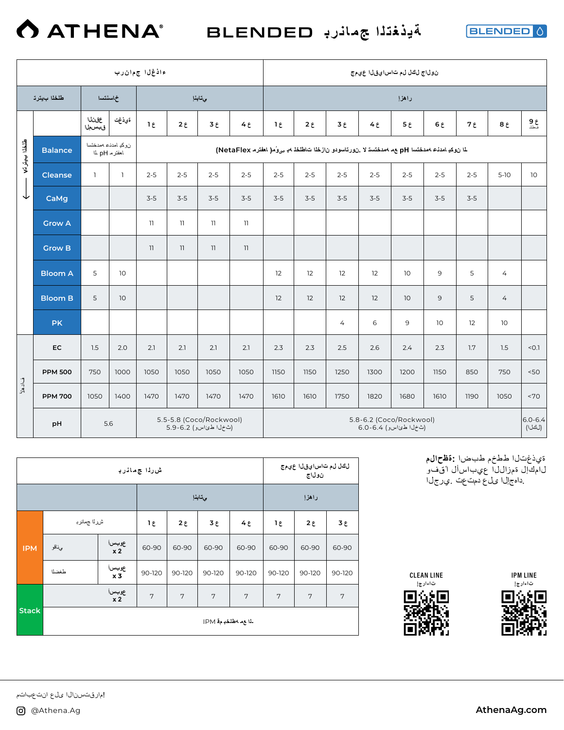# ATHENA® BLENDED جدول التغذية

BLENDED

| | برنامج الغذاء | | | | | | | | | | | | | | | | |
|---|---|---|---|---|---|---|---|---|---|---|---|---|---|---|---|---|---|
| | | | | | | | | | لون لكل القياسات جميع | | | | | | | | |
| | ترتيب الخلط | استنساخ | | نباتي | | | | إزهار | | | | | | | | | |
| | | تغذية | النقع المسبق | ع 1 | ع 2 | ع 3 | ع 4 | ع 1 | ع 2 | ع 3 | ع 4 | ع 5 | ع 6 | ع 7 | ع 8 | ع 9 فقط | |
| ترتيب الخلط ← | Balance | يكون استخدامه اختياري لـ pH | | لا يكون استخدامه مع pH لا تستخدمه مع الخزانات وسدرتسون. يوصى به الخلطات الخلط (اختياري NetaFlex) | | | | | | | | | | | | | |
| | Cleanse | 1 | 1 | 2-5 | 2-5 | 2-5 | 2-5 | 2-5 | 2-5 | 2-5 | 2-5 | 2-5 | 2-5 | 2-5 | 5-10 | 10 | |
| | CaMg | | | 3-5 | 3-5 | 3-5 | 3-5 | 3-5 | 3-5 | 3-5 | 3-5 | 3-5 | 3-5 | 3-5 | | | |
| | Grow A | | | 11 | 11 | 11 | 11 | | | | | | | | | | |
| | Grow B | | | 11 | 11 | 11 | 11 | | | | | | | | | | |
| | Bloom A | 5 | 10 | | | | | 12 | 12 | 12 | 12 | 10 | 9 | 5 | 4 | | |
| | Bloom B | 5 | 10 | | | | | 12 | 12 | 12 | 12 | 10 | 9 | 5 | 4 | | |
| | PK | | | | | | | | | 4 | 6 | 9 | 10 | 12 | 10 | | |
| الأهداف | EC | 1.5 | 2.0 | 2.1 | 2.1 | 2.1 | 2.1 | 2.3 | 2.3 | 2.5 | 2.6 | 2.4 | 2.3 | 1.7 | 1.5 | <0.1 | |
| | PPM 500 | 750 | 1000 | 1050 | 1050 | 1050 | 1050 | 1150 | 1150 | 1250 | 1300 | 1200 | 1150 | 850 | 750 | <50 | |
| | PPM 700 | 1050 | 1400 | 1470 | 1470 | 1470 | 1470 | 1610 | 1610 | 1750 | 1820 | 1680 | 1610 | 1190 | 1050 | <70 | |
| | pH | 5.6 | | 5.5-5.8 (Coco/Rockwool) 5.9-6.2 (الخث وسائط) | | | | 5.8-6.2 (Coco/Rockwool) 6.0-6.4 (الخث وسائط) | | | | | | | | 6.0-6.4 (الكل) | |

| | برنامج الرش | | | | | | | لكل القياسات جميع الألوان | | |
|---|---|---|---|---|---|---|---|---|---|---|
| | | | نباتي | | | | إزهار | | | |
| | برنامج الرش | | ع 1 | ع 2 | ع 3 | ع 4 | ع 1 | ع 2 | ع 3 | |
| IPM | وقائي | أسبوعي x 2 | 60-90 | 60-90 | 60-90 | 60-90 | 60-90 | 60-90 | 60-90 | |
| | طفح | أسبوعي x 3 | 90-120 | 90-120 | 90-120 | 90-120 | 90-120 | 90-120 | 90-120 | |
| Stack | | أسبوعي x 2 | 7 | 7 | 7 | 7 | 7 | 7 | 7 | |
| | لا تخلطه مع IPM | | | | | | | | | |

**ملاحظة:** اضبط مخطط التغذية وفقًا للأسابيع اللازمة لإكمال الجري. تعتمد على الإجهاد.

CLEAN LINE
إرشادات

IPM LINE
إرشادات

تابعنا على انستقرام!

@Athena.Ag

AthenaAg.com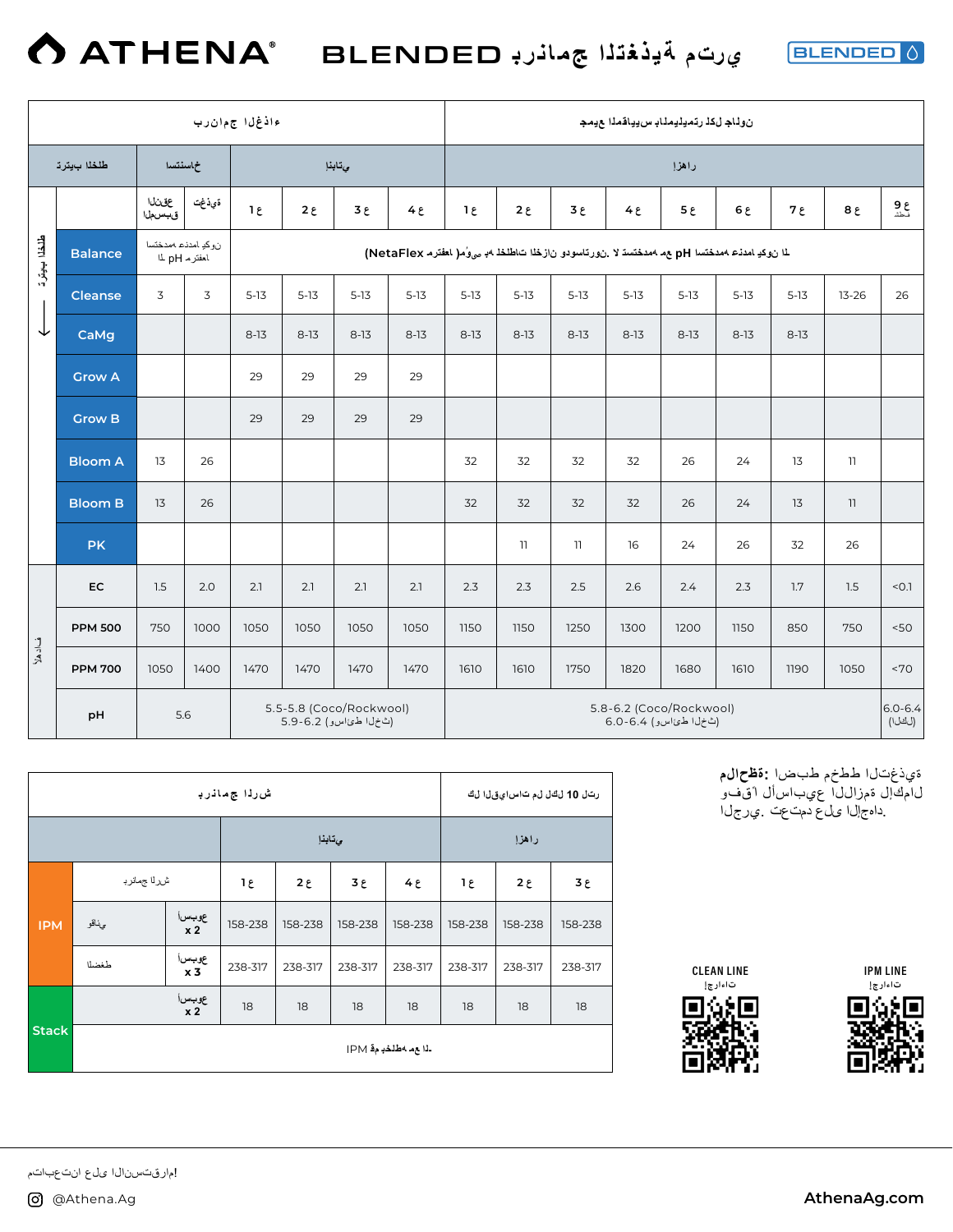# ATHENA® BLENDED برنامج التغذية ترجي

| برنامج الغذاء | | | | | | | | جميع المقاييس بالمليلتر لكل جالون | | | | | | | | |
|---|---|---|---|---|---|---|---|---|---|---|---|---|---|---|---|---|
| ترتيب الخلط | استنساخ | | النباتي | | | | | الإزهار | | | | | | | | |
| | تغذية | قبل النقل المبكر | أ 1 | أ 2 | أ 3 | أ 4 | أ 1 | أ 2 | أ 3 | أ 4 | أ 5 | أ 6 | أ 7 | أ 8 | أ 9 شطف | |
| Balance | عند الحاجة | | لا يكون عادة مستخدم مع pH (NetaFlex مُوصى به في الخلطات الخزان وسوسترونو. لا تستخدم مع pH) | | | | | | | | | | | | | |
| Cleanse | 3 | 3 | 5-13 | 5-13 | 5-13 | 5-13 | 5-13 | 5-13 | 5-13 | 5-13 | 5-13 | 5-13 | 5-13 | 13-26 | 26 | |
| CaMg | | | 8-13 | 8-13 | 8-13 | 8-13 | 8-13 | 8-13 | 8-13 | 8-13 | 8-13 | 8-13 | 8-13 | | | |
| Grow A | | | 29 | 29 | 29 | 29 | | | | | | | | | | |
| Grow B | | | 29 | 29 | 29 | 29 | | | | | | | | | | |
| Bloom A | 13 | 26 | | | | | 32 | 32 | 32 | 32 | 26 | 24 | 13 | 11 | | |
| Bloom B | 13 | 26 | | | | | 32 | 32 | 32 | 32 | 26 | 24 | 13 | 11 | | |
| PK | | | | | | | | 11 | 11 | 16 | 24 | 26 | 32 | 26 | | |
| EC | 1.5 | 2.0 | 2.1 | 2.1 | 2.1 | 2.1 | 2.3 | 2.3 | 2.5 | 2.6 | 2.4 | 2.3 | 1.7 | 1.5 | <0.1 | |
| PPM 500 | 750 | 1000 | 1050 | 1050 | 1050 | 1050 | 1150 | 1150 | 1250 | 1300 | 1200 | 1150 | 850 | 750 | <50 | |
| PPM 700 | 1050 | 1400 | 1470 | 1470 | 1470 | 1470 | 1610 | 1610 | 1750 | 1820 | 1680 | 1610 | 1190 | 1050 | <70 | |
| pH | 5.6 | | 5.5-5.8 (Coco/Rockwool) 5.9-6.2 (وسائط الخث) | | | | 5.8-6.2 (Coco/Rockwool) 6.0-6.4 (وسائط الخث) | | | | | | | | 6.0-6.4 (الكل) | |

| برنامج الرش | | | | | | | 10 لتر لكل مل المقاسات | | |
|---|---|---|---|---|---|---|---|---|---|
| | | النباتي | | | | الإزهار | | | |
| | برنامج الرش | أ 1 | أ 2 | أ 3 | أ 4 | أ 1 | أ 2 | أ 3 |
| IPM | وقائي | أسبوعي x 2 | 158-238 | 158-238 | 158-238 | 158-238 | 158-238 | 158-238 | 158-238 |
| IPM | تطهير | أسبوعي x 3 | 238-317 | 238-317 | 238-317 | 238-317 | 238-317 | 238-317 | 238-317 |
| Stack | | أسبوعي x 2 | 18 | 18 | 18 | 18 | 18 | 18 | 18 |
| Stack | ـلا مع خلطه مع IPM | | | | | | | | |

**ملاحظة:** اضبط مخطط التغذية وفقاً للأسابيع اللازمة لإكمال الجري. تعتمد على الإجهاد.

CLEAN LINE
إرشادات

IPM LINE
إرشادات

تابعونا على الانستقرام!

@Athena.Ag

AthenaAg.com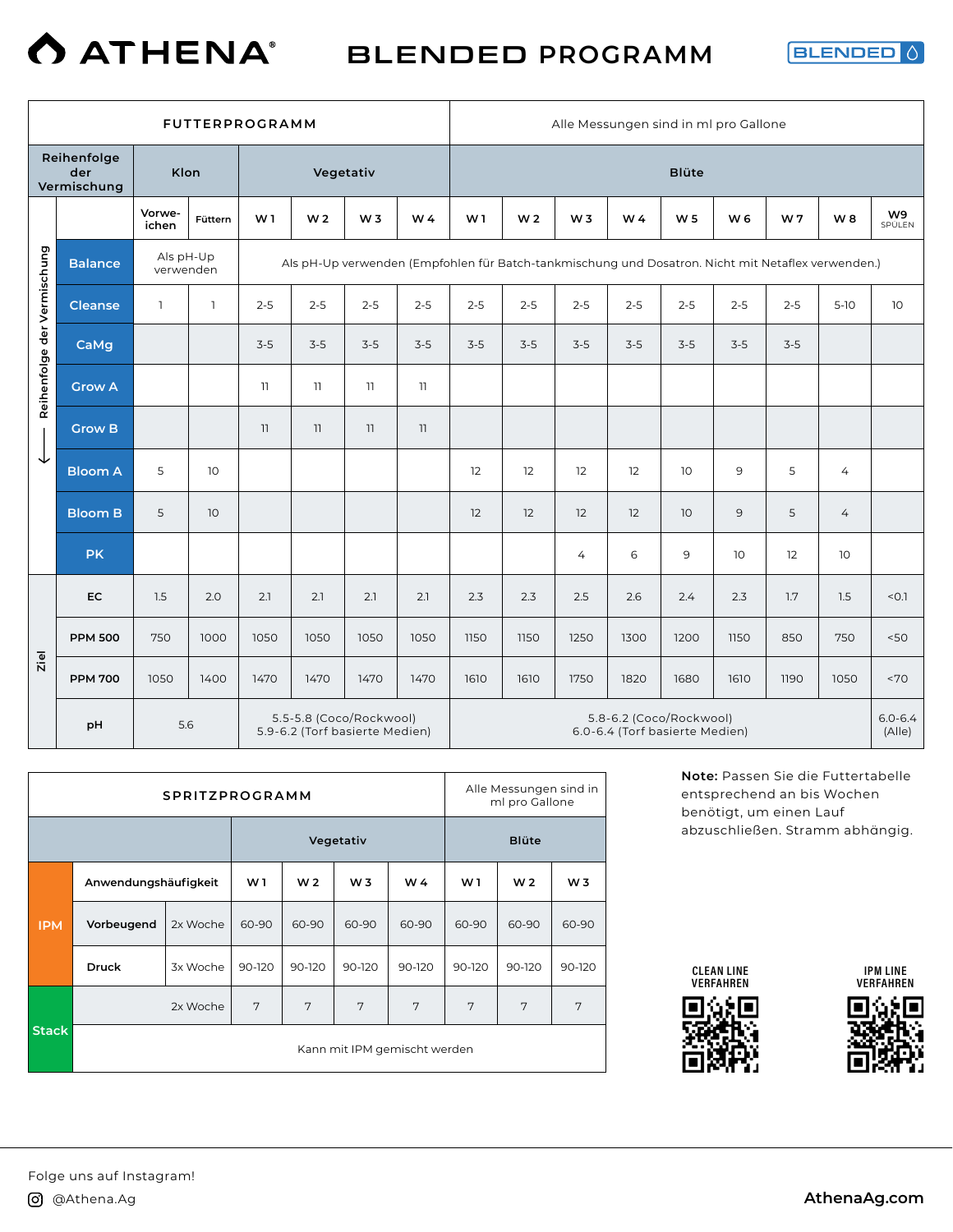# ATHENA® BLENDED PROGRAMM

BLENDED

| FUTTERPROGRAMM | | | | | | | Alle Messungen sind in ml pro Gallone | | | | | | | | | |
|---|---|---|---|---|---|---|---|---|---|---|---|---|---|---|---|---|
| Reihenfolge der Vermischung | Klon | | Vegetativ | | | | Blüte | | | | | | | | | |
| | Vorweichen | Füttern | W 1 | W 2 | W 3 | W 4 | W 1 | W 2 | W 3 | W 4 | W 5 | W 6 | W 7 | W 8 | W9 SPÜLEN |
| Balance | Als pH-Up verwenden | | Als pH-Up verwenden (Empfohlen für Batch-tankmischung und Dosatron. Nicht mit Netaflex verwenden.) | | | | | | | | | | | | |
| Cleanse | 1 | 1 | 2-5 | 2-5 | 2-5 | 2-5 | 2-5 | 2-5 | 2-5 | 2-5 | 2-5 | 2-5 | 2-5 | 5-10 | 10 |
| CaMg | | | 3-5 | 3-5 | 3-5 | 3-5 | 3-5 | 3-5 | 3-5 | 3-5 | 3-5 | 3-5 | 3-5 | | |
| Grow A | | | 11 | 11 | 11 | 11 | | | | | | | | | |
| Grow B | | | 11 | 11 | 11 | 11 | | | | | | | | | |
| Bloom A | 5 | 10 | | | | | 12 | 12 | 12 | 12 | 10 | 9 | 5 | 4 | |
| Bloom B | 5 | 10 | | | | | 12 | 12 | 12 | 12 | 10 | 9 | 5 | 4 | |
| PK | | | | | | | | | 4 | 6 | 9 | 10 | 12 | 10 | |
| **Ziel** | | | | | | | | | | | | | | | |
| EC | 1.5 | 2.0 | 2.1 | 2.1 | 2.1 | 2.1 | 2.3 | 2.3 | 2.5 | 2.6 | 2.4 | 2.3 | 1.7 | 1.5 | <0.1 |
| PPM 500 | 750 | 1000 | 1050 | 1050 | 1050 | 1050 | 1150 | 1150 | 1250 | 1300 | 1200 | 1150 | 850 | 750 | <50 |
| PPM 700 | 1050 | 1400 | 1470 | 1470 | 1470 | 1470 | 1610 | 1610 | 1750 | 1820 | 1680 | 1610 | 1190 | 1050 | <70 |
| pH | 5.6 | | 5.5-5.8 (Coco/Rockwool) 5.9-6.2 (Torf basierte Medien) | | | | 5.8-6.2 (Coco/Rockwool) 6.0-6.4 (Torf basierte Medien) | | | | | | | | 6.0-6.4 (Alle) |

| SPRITZPROGRAMM | | | | | | | Alle Messungen sind in ml pro Gallone | | |
|---|---|---|---|---|---|---|---|---|---|
| | | | Vegetativ | | | | Blüte | | |
| IPM | Anwendungshäufigkeit | | W 1 | W 2 | W 3 | W 4 | W 1 | W 2 | W 3 |
| IPM | Vorbeugend | 2x Woche | 60-90 | 60-90 | 60-90 | 60-90 | 60-90 | 60-90 | 60-90 |
| IPM | Druck | 3x Woche | 90-120 | 90-120 | 90-120 | 90-120 | 90-120 | 90-120 | 90-120 |
| Stack | | 2x Woche | 7 | 7 | 7 | 7 | 7 | 7 | 7 |
| Stack | Kann mit IPM gemischt werden | | | | | | | | |

**Note:** Passen Sie die Futtertabelle entsprechend an bis Wochen benötigt, um einen Lauf abzuschließen. Stramm abhängig.

CLEAN LINE VERFAHREN

IPM LINE VERFAHREN

Folge uns auf Instagram!

@Athena.Ag

AthenaAg.com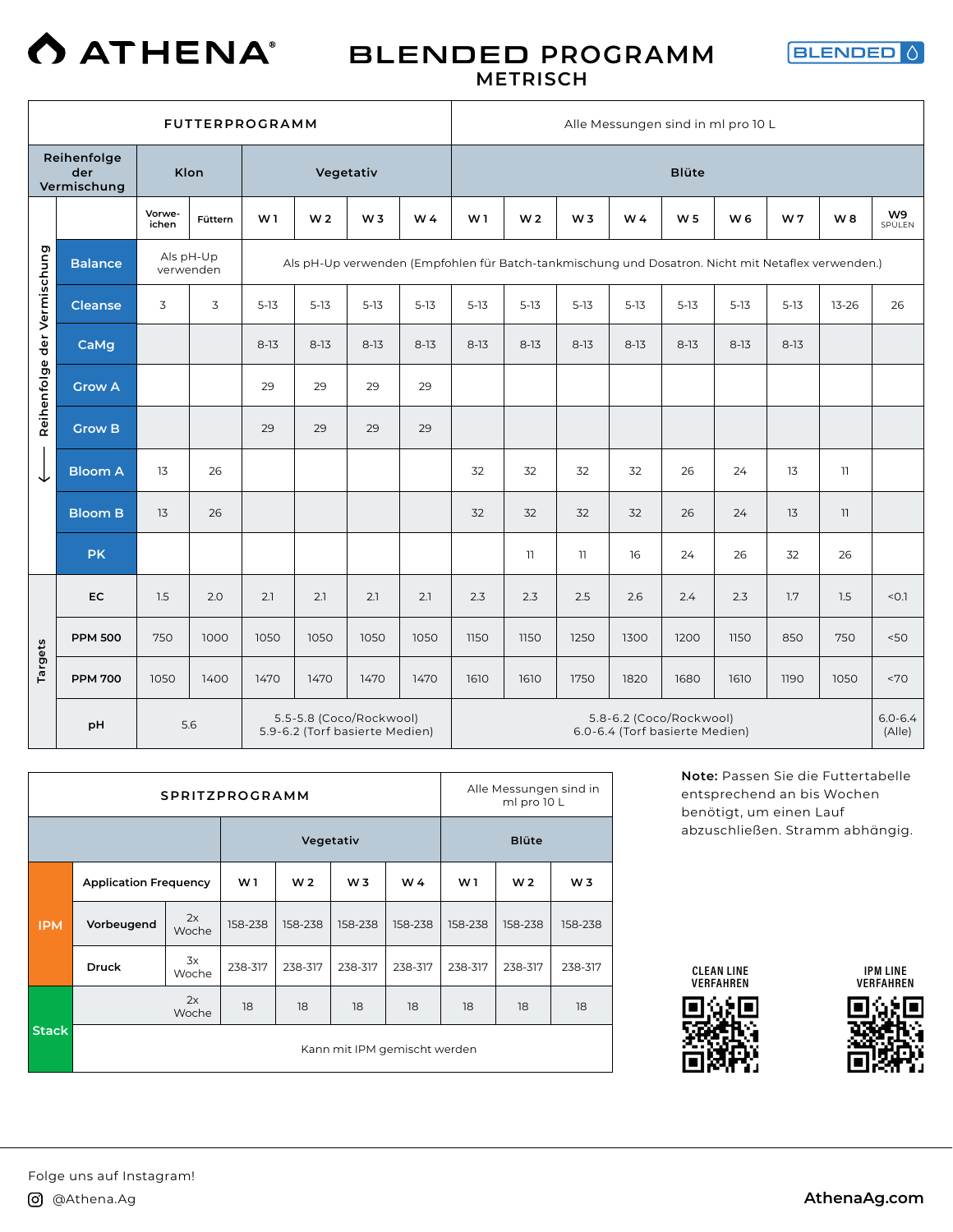# ATHENA®

## BLENDED PROGRAMM

### METRISCH

BLENDED

| FUTTERPROGRAMM | | | | | | | | Alle Messungen sind in ml pro 10 L | | | | | | | | |
|---|---|---|---|---|---|---|---|---|---|---|---|---|---|---|---|---|
| Reihenfolge der Vermischung | | Klon | | Vegetativ | | | | Blüte | | | | | | | | |
| | | Vorweichen | Füttern | W 1 | W 2 | W 3 | W 4 | W 1 | W 2 | W 3 | W 4 | W 5 | W 6 | W 7 | W 8 | W9 SPÜLEN |
| Reihenfolge der Vermischung ↓ | Balance | Als pH-Up verwenden | | Als pH-Up verwenden (Empfohlen für Batch-tankmischung und Dosatron. Nicht mit Netaflex verwenden.) | | | | | | | | | | | | |
| | Cleanse | 3 | 3 | 5-13 | 5-13 | 5-13 | 5-13 | 5-13 | 5-13 | 5-13 | 5-13 | 5-13 | 5-13 | 5-13 | 13-26 | 26 |
| | CaMg | | | 8-13 | 8-13 | 8-13 | 8-13 | 8-13 | 8-13 | 8-13 | 8-13 | 8-13 | 8-13 | 8-13 | | |
| | Grow A | | | 29 | 29 | 29 | 29 | | | | | | | | | |
| | Grow B | | | 29 | 29 | 29 | 29 | | | | | | | | | |
| | Bloom A | 13 | 26 | | | | | 32 | 32 | 32 | 32 | 26 | 24 | 13 | 11 | |
| | Bloom B | 13 | 26 | | | | | 32 | 32 | 32 | 32 | 26 | 24 | 13 | 11 | |
| | PK | | | | | | | | 11 | 11 | 16 | 24 | 26 | 32 | 26 | |
| Targets | EC | 1.5 | 2.0 | 2.1 | 2.1 | 2.1 | 2.1 | 2.3 | 2.3 | 2.5 | 2.6 | 2.4 | 2.3 | 1.7 | 1.5 | <0.1 |
| | PPM 500 | 750 | 1000 | 1050 | 1050 | 1050 | 1050 | 1150 | 1150 | 1250 | 1300 | 1200 | 1150 | 850 | 750 | <50 |
| | PPM 700 | 1050 | 1400 | 1470 | 1470 | 1470 | 1470 | 1610 | 1610 | 1750 | 1820 | 1680 | 1610 | 1190 | 1050 | <70 |
| | pH | 5.6 | | 5.5-5.8 (Coco/Rockwool) 5.9-6.2 (Torf basierte Medien) | | | | 5.8-6.2 (Coco/Rockwool) 6.0-6.4 (Torf basierte Medien) | | | | | | | | 6.0-6.4 (Alle) |

| SPRITZPROGRAMM | | | | | | | Alle Messungen sind in ml pro 10 L | | |
|---|---|---|---|---|---|---|---|---|---|
| | | | Vegetativ | | | | Blüte | | |
| | Application Frequency | | W 1 | W 2 | W 3 | W 4 | W 1 | W 2 | W 3 |
| IPM | Vorbeugend | 2x Woche | 158-238 | 158-238 | 158-238 | 158-238 | 158-238 | 158-238 | 158-238 |
| | Druck | 3x Woche | 238-317 | 238-317 | 238-317 | 238-317 | 238-317 | 238-317 | 238-317 |
| Stack | | 2x Woche | 18 | 18 | 18 | 18 | 18 | 18 | 18 |
| | Kann mit IPM gemischt werden | | | | | | | | |

**Note:** Passen Sie die Futtertabelle entsprechend an bis Wochen benötigt, um einen Lauf abzuschließen. Stramm abhängig.

CLEAN LINE VERFAHREN

IPM LINE VERFAHREN

Folge uns auf Instagram!

@Athena.Ag

AthenaAg.com